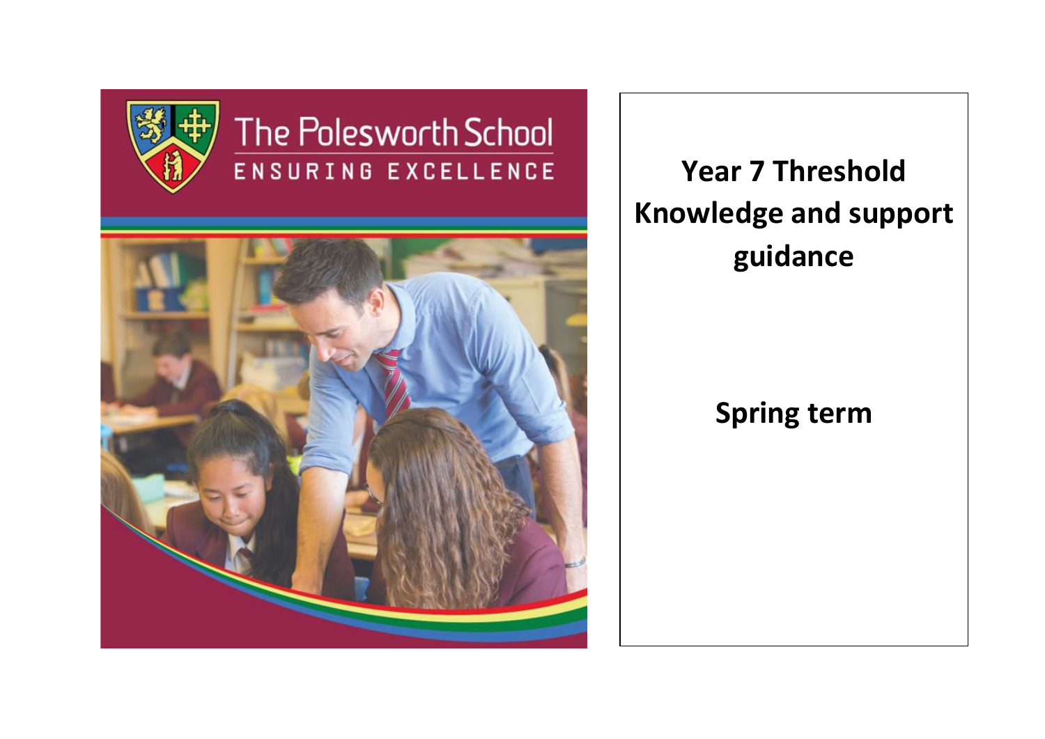The Polesworth School

ENSURING EXCELLENCE

# Year 7 Threshold Knowledge and support guidance

## Spring term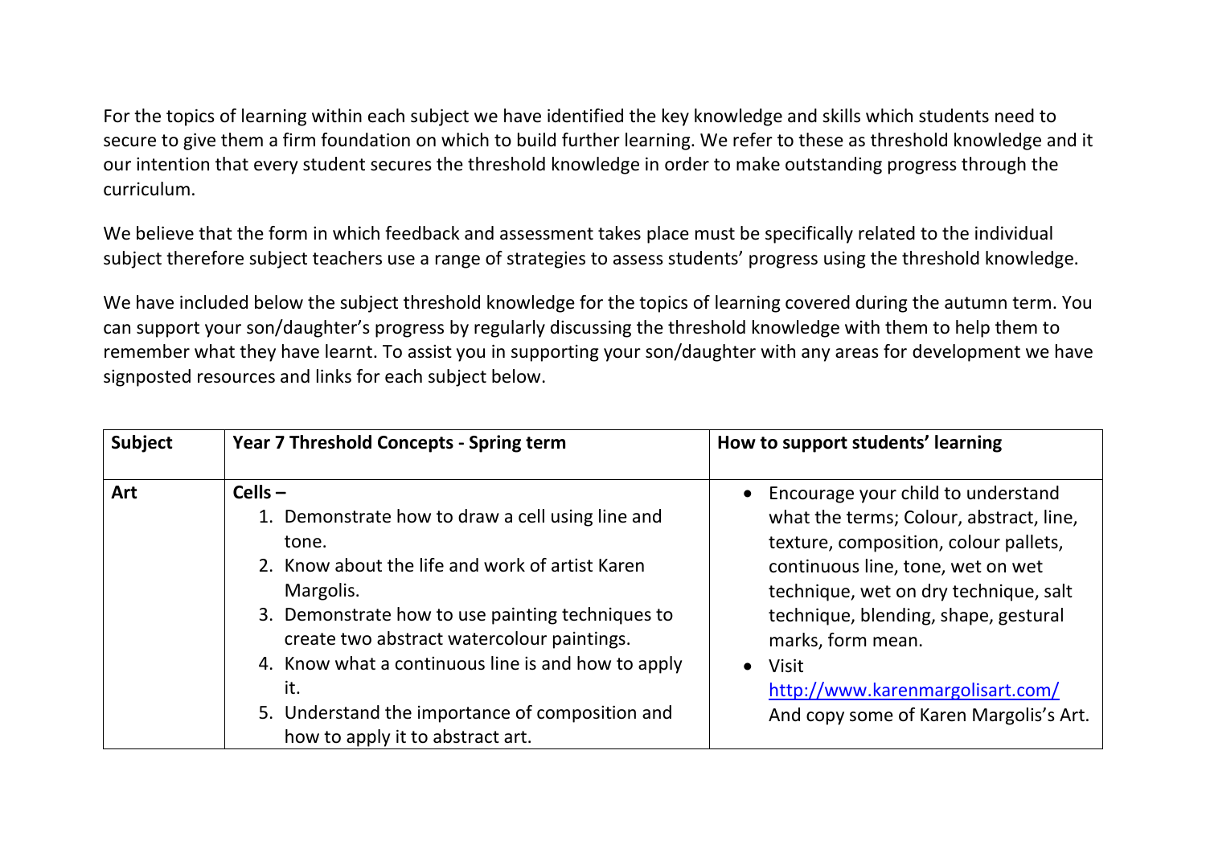For the topics of learning within each subject we have identified the key knowledge and skills which students need to secure to give them a firm foundation on which to build further learning. We refer to these as threshold knowledge and it our intention that every student secures the threshold knowledge in order to make outstanding progress through the curriculum.

We believe that the form in which feedback and assessment takes place must be specifically related to the individual subject therefore subject teachers use a range of strategies to assess students' progress using the threshold knowledge.

We have included below the subject threshold knowledge for the topics of learning covered during the autumn term. You can support your son/daughter's progress by regularly discussing the threshold knowledge with them to help them to remember what they have learnt. To assist you in supporting your son/daughter with any areas for development we have signposted resources and links for each subject below.

| **Subject** | **Year 7 Threshold Concepts - Spring term** | **How to support students' learning** |
|---|---|---|
| **Art** | **Cells –**<br>1. Demonstrate how to draw a cell using line and tone.<br>2. Know about the life and work of artist Karen Margolis.<br>3. Demonstrate how to use painting techniques to create two abstract watercolour paintings.<br>4. Know what a continuous line is and how to apply it.<br>5. Understand the importance of composition and how to apply it to abstract art. | • Encourage your child to understand what the terms; Colour, abstract, line, texture, composition, colour pallets, continuous line, tone, wet on wet technique, wet on dry technique, salt technique, blending, shape, gestural marks, form mean.<br>• Visit http://www.karenmargolisart.com/ And copy some of Karen Margolis's Art. |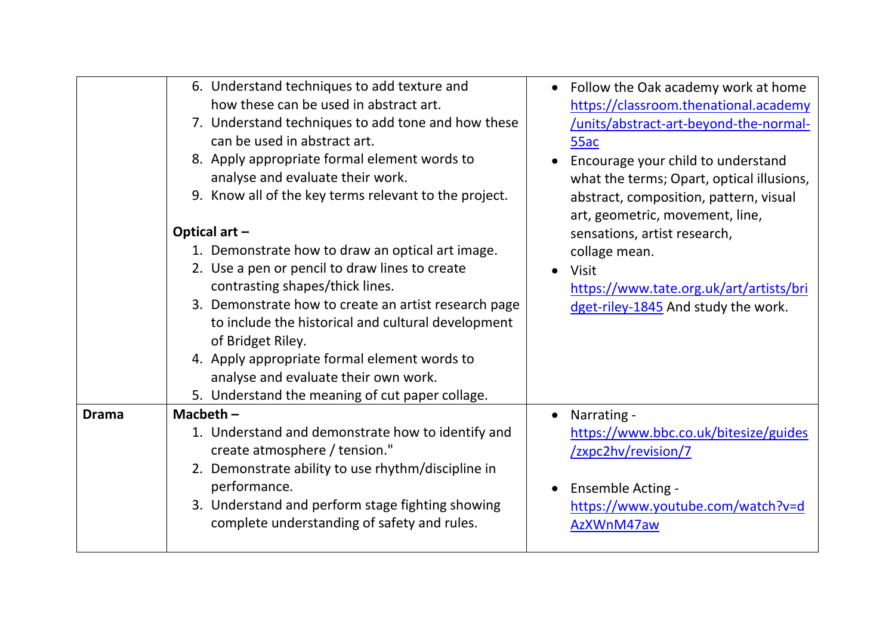|  |  |  |
|---|---|---|
|  | 6. Understand techniques to add texture and how these can be used in abstract art.<br>7. Understand techniques to add tone and how these can be used in abstract art.<br>8. Apply appropriate formal element words to analyse and evaluate their work.<br>9. Know all of the key terms relevant to the project.<br><br>**Optical art –**<br>1. Demonstrate how to draw an optical art image.<br>2. Use a pen or pencil to draw lines to create contrasting shapes/thick lines.<br>3. Demonstrate how to create an artist research page to include the historical and cultural development of Bridget Riley.<br>4. Apply appropriate formal element words to analyse and evaluate their own work.<br>5. Understand the meaning of cut paper collage. | • Follow the Oak academy work at home https://classroom.thenational.academy/units/abstract-art-beyond-the-normal-55ac<br>• Encourage your child to understand what the terms; Opart, optical illusions, abstract, composition, pattern, visual art, geometric, movement, line, sensations, artist research, collage mean.<br>• Visit https://www.tate.org.uk/art/artists/bridget-riley-1845 And study the work. |
| **Drama** | **Macbeth –**<br>1. Understand and demonstrate how to identify and create atmosphere / tension."<br>2. Demonstrate ability to use rhythm/discipline in performance.<br>3. Understand and perform stage fighting showing complete understanding of safety and rules. | • Narrating - https://www.bbc.co.uk/bitesize/guides/zxpc2hv/revision/7<br><br>• Ensemble Acting - https://www.youtube.com/watch?v=dAzXWnM47aw |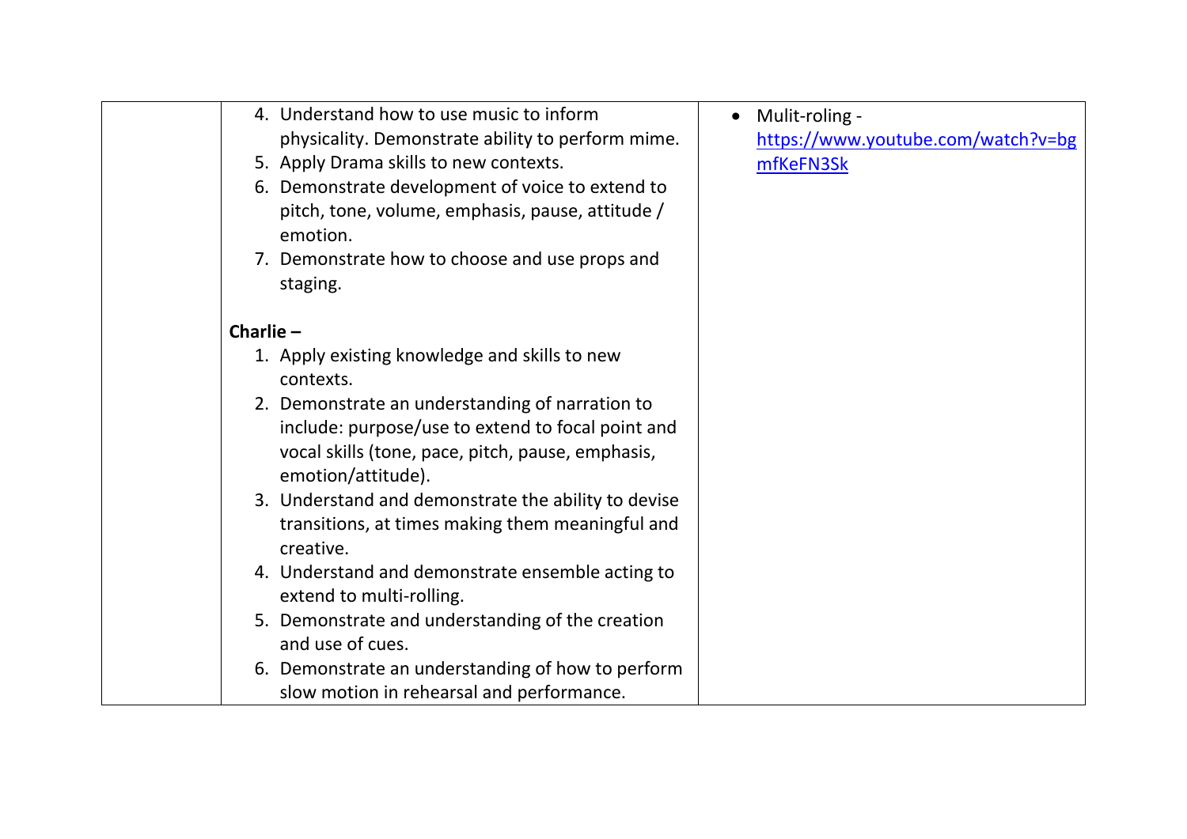| | | |
|---|---|---|
| | 4. Understand how to use music to inform physicality. Demonstrate ability to perform mime.<br>5. Apply Drama skills to new contexts.<br>6. Demonstrate development of voice to extend to pitch, tone, volume, emphasis, pause, attitude / emotion.<br>7. Demonstrate how to choose and use props and staging.<br><br>**Charlie –**<br>1. Apply existing knowledge and skills to new contexts.<br>2. Demonstrate an understanding of narration to include: purpose/use to extend to focal point and vocal skills (tone, pace, pitch, pause, emphasis, emotion/attitude).<br>3. Understand and demonstrate the ability to devise transitions, at times making them meaningful and creative.<br>4. Understand and demonstrate ensemble acting to extend to multi-rolling.<br>5. Demonstrate and understanding of the creation and use of cues.<br>6. Demonstrate an understanding of how to perform slow motion in rehearsal and performance. | • Mulit-roling - https://www.youtube.com/watch?v=bgmfKeFN3Sk |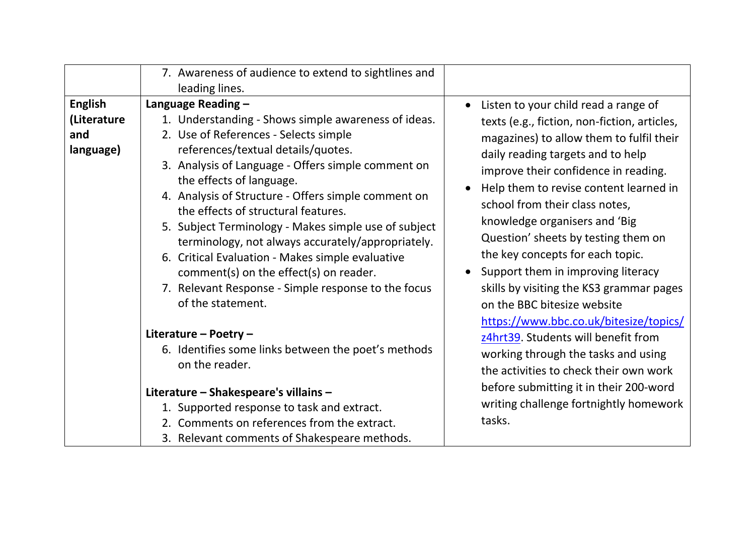|  |  |  |
|---|---|---|
|  | 7. Awareness of audience to extend to sightlines and leading lines. |  |
| **English (Literature and language)** | **Language Reading –**<br>1. Understanding - Shows simple awareness of ideas.<br>2. Use of References - Selects simple references/textual details/quotes.<br>3. Analysis of Language - Offers simple comment on the effects of language.<br>4. Analysis of Structure - Offers simple comment on the effects of structural features.<br>5. Subject Terminology - Makes simple use of subject terminology, not always accurately/appropriately.<br>6. Critical Evaluation - Makes simple evaluative comment(s) on the effect(s) on reader.<br>7. Relevant Response - Simple response to the focus of the statement.<br><br>**Literature – Poetry –**<br>6. Identifies some links between the poet's methods on the reader.<br><br>**Literature – Shakespeare's villains –**<br>1. Supported response to task and extract.<br>2. Comments on references from the extract.<br>3. Relevant comments of Shakespeare methods. | • Listen to your child read a range of texts (e.g., fiction, non-fiction, articles, magazines) to allow them to fulfil their daily reading targets and to help improve their confidence in reading.<br>• Help them to revise content learned in school from their class notes, knowledge organisers and 'Big Question' sheets by testing them on the key concepts for each topic.<br>• Support them in improving literacy skills by visiting the KS3 grammar pages on the BBC bitesize website [https://www.bbc.co.uk/bitesize/topics/z4hrt39](https://www.bbc.co.uk/bitesize/topics/z4hrt39). Students will benefit from working through the tasks and using the activities to check their own work before submitting it in their 200-word writing challenge fortnightly homework tasks. |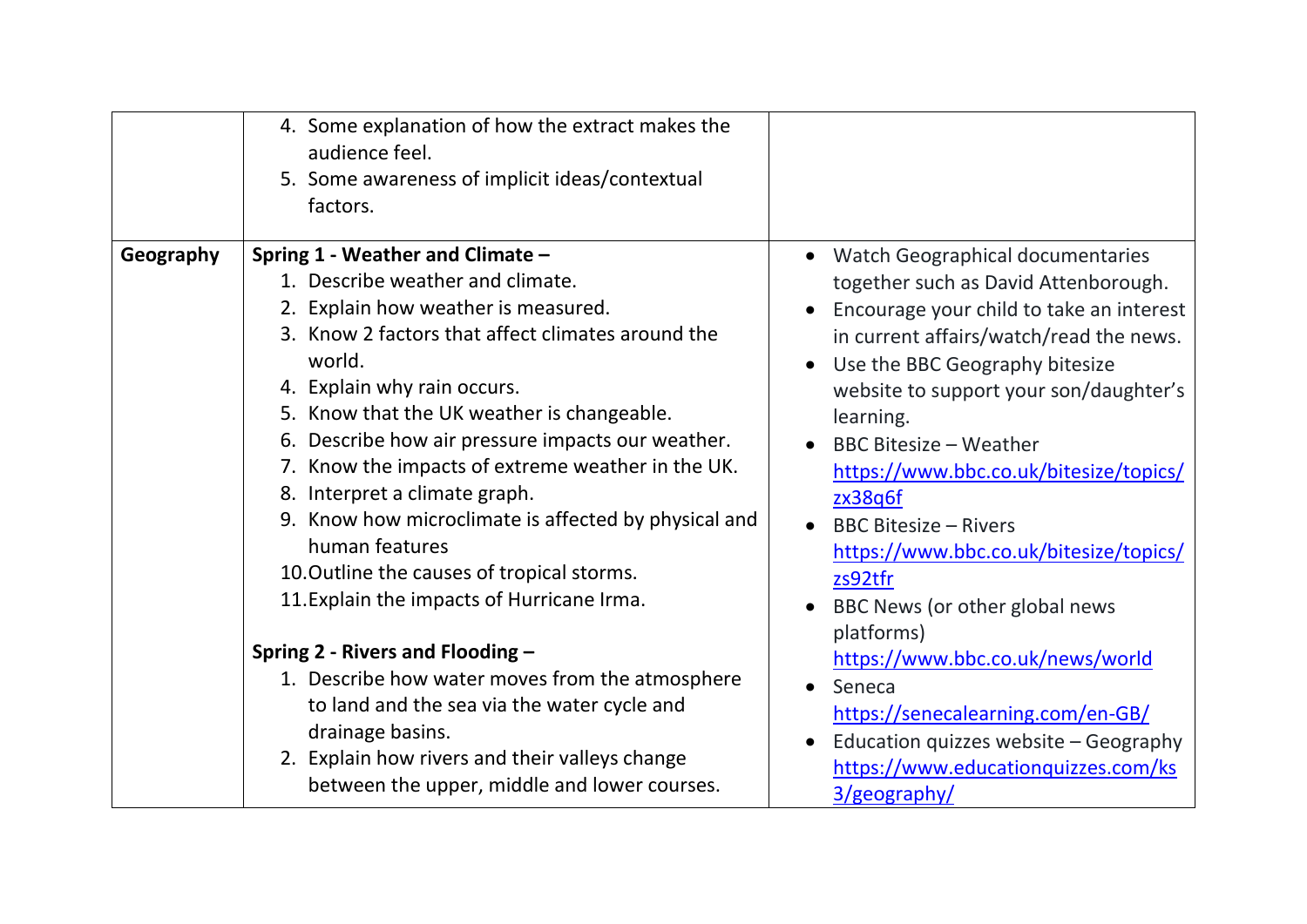| | | |
|---|---|---|
| | 4. Some explanation of how the extract makes the audience feel.<br>5. Some awareness of implicit ideas/contextual factors. | |
| **Geography** | **Spring 1 - Weather and Climate –**<br>1. Describe weather and climate.<br>2. Explain how weather is measured.<br>3. Know 2 factors that affect climates around the world.<br>4. Explain why rain occurs.<br>5. Know that the UK weather is changeable.<br>6. Describe how air pressure impacts our weather.<br>7. Know the impacts of extreme weather in the UK.<br>8. Interpret a climate graph.<br>9. Know how microclimate is affected by physical and human features<br>10. Outline the causes of tropical storms.<br>11. Explain the impacts of Hurricane Irma.<br><br>**Spring 2 - Rivers and Flooding –**<br>1. Describe how water moves from the atmosphere to land and the sea via the water cycle and drainage basins.<br>2. Explain how rivers and their valleys change between the upper, middle and lower courses. | • Watch Geographical documentaries together such as David Attenborough.<br>• Encourage your child to take an interest in current affairs/watch/read the news.<br>• Use the BBC Geography bitesize website to support your son/daughter's learning.<br>• BBC Bitesize – Weather https://www.bbc.co.uk/bitesize/topics/zx38q6f<br>• BBC Bitesize – Rivers https://www.bbc.co.uk/bitesize/topics/zs92tfr<br>• BBC News (or other global news platforms) https://www.bbc.co.uk/news/world<br>• Seneca https://senecalearning.com/en-GB/<br>• Education quizzes website – Geography https://www.educationquizzes.com/ks3/geography/ |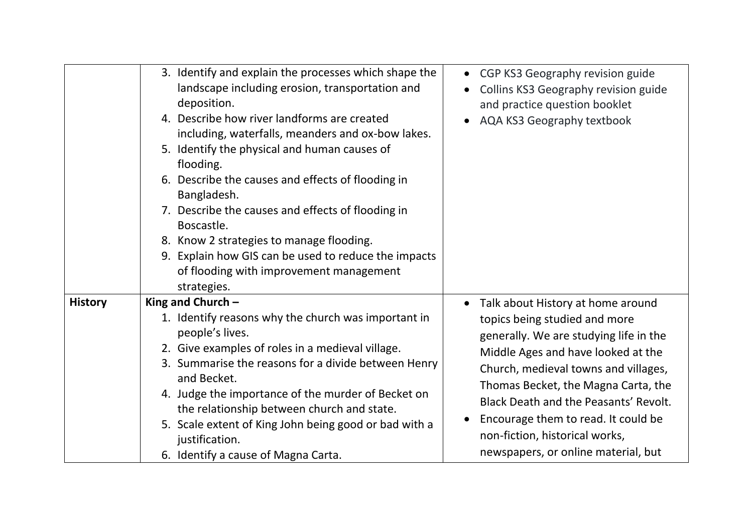| | | |
|---|---|---|
| | 3. Identify and explain the processes which shape the landscape including erosion, transportation and deposition.<br>4. Describe how river landforms are created including, waterfalls, meanders and ox-bow lakes.<br>5. Identify the physical and human causes of flooding.<br>6. Describe the causes and effects of flooding in Bangladesh.<br>7. Describe the causes and effects of flooding in Boscastle.<br>8. Know 2 strategies to manage flooding.<br>9. Explain how GIS can be used to reduce the impacts of flooding with improvement management strategies. | • CGP KS3 Geography revision guide<br>• Collins KS3 Geography revision guide and practice question booklet<br>• AQA KS3 Geography textbook |
| **History** | **King and Church –**<br>1. Identify reasons why the church was important in people's lives.<br>2. Give examples of roles in a medieval village.<br>3. Summarise the reasons for a divide between Henry and Becket.<br>4. Judge the importance of the murder of Becket on the relationship between church and state.<br>5. Scale extent of King John being good or bad with a justification.<br>6. Identify a cause of Magna Carta. | • Talk about History at home around topics being studied and more generally. We are studying life in the Middle Ages and have looked at the Church, medieval towns and villages, Thomas Becket, the Magna Carta, the Black Death and the Peasants' Revolt.<br>• Encourage them to read. It could be non-fiction, historical works, newspapers, or online material, but |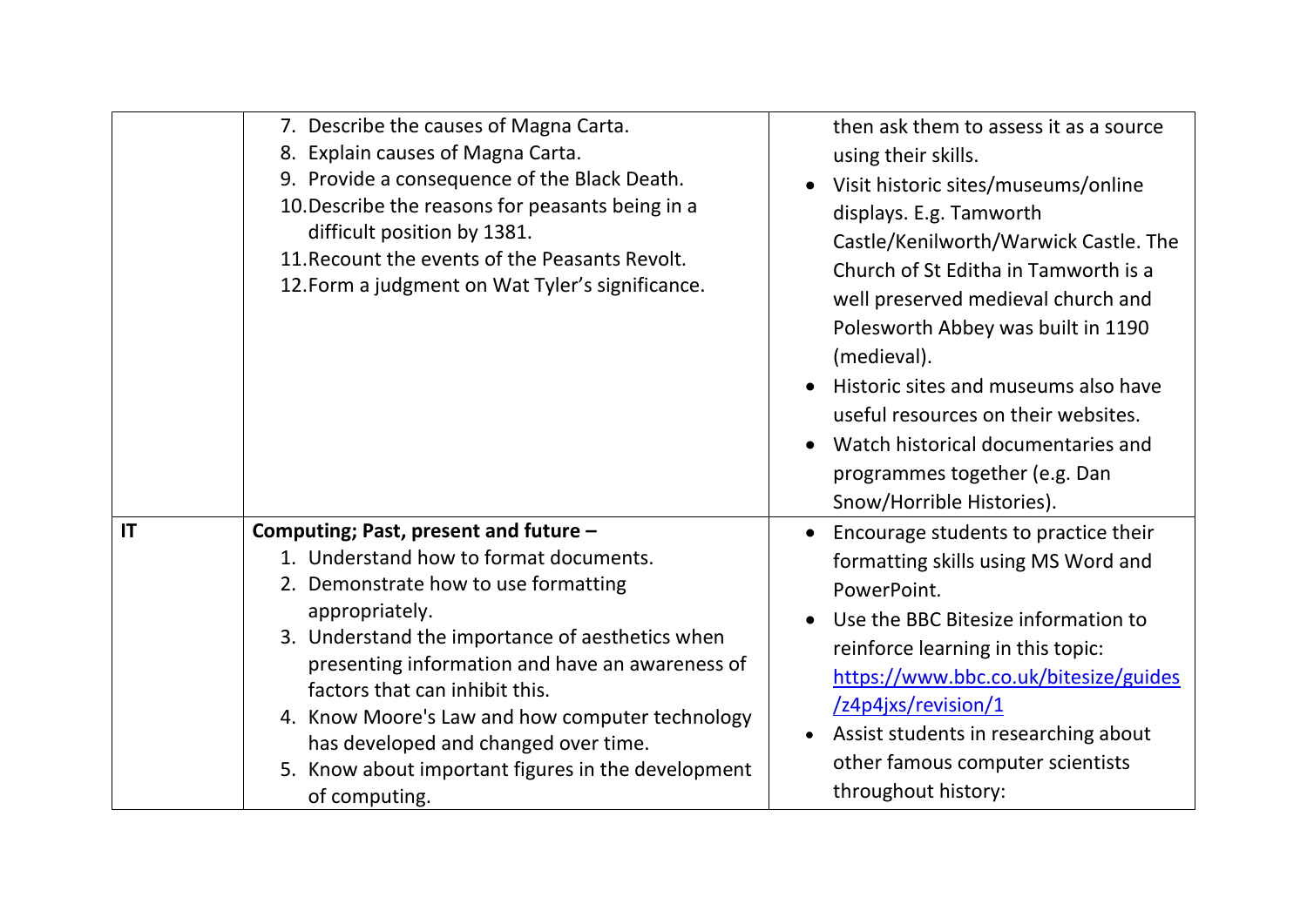| | | |
|---|---|---|
| | 7. Describe the causes of Magna Carta.<br>8. Explain causes of Magna Carta.<br>9. Provide a consequence of the Black Death.<br>10. Describe the reasons for peasants being in a difficult position by 1381.<br>11. Recount the events of the Peasants Revolt.<br>12. Form a judgment on Wat Tyler's significance. | then ask them to assess it as a source using their skills.<br>• Visit historic sites/museums/online displays. E.g. Tamworth Castle/Kenilworth/Warwick Castle. The Church of St Editha in Tamworth is a well preserved medieval church and Polesworth Abbey was built in 1190 (medieval).<br>• Historic sites and museums also have useful resources on their websites.<br>• Watch historical documentaries and programmes together (e.g. Dan Snow/Horrible Histories). |
| **IT** | **Computing; Past, present and future –**<br>1. Understand how to format documents.<br>2. Demonstrate how to use formatting appropriately.<br>3. Understand the importance of aesthetics when presenting information and have an awareness of factors that can inhibit this.<br>4. Know Moore's Law and how computer technology has developed and changed over time.<br>5. Know about important figures in the development of computing. | • Encourage students to practice their formatting skills using MS Word and PowerPoint.<br>• Use the BBC Bitesize information to reinforce learning in this topic: https://www.bbc.co.uk/bitesize/guides/z4p4jxs/revision/1<br>• Assist students in researching about other famous computer scientists throughout history: |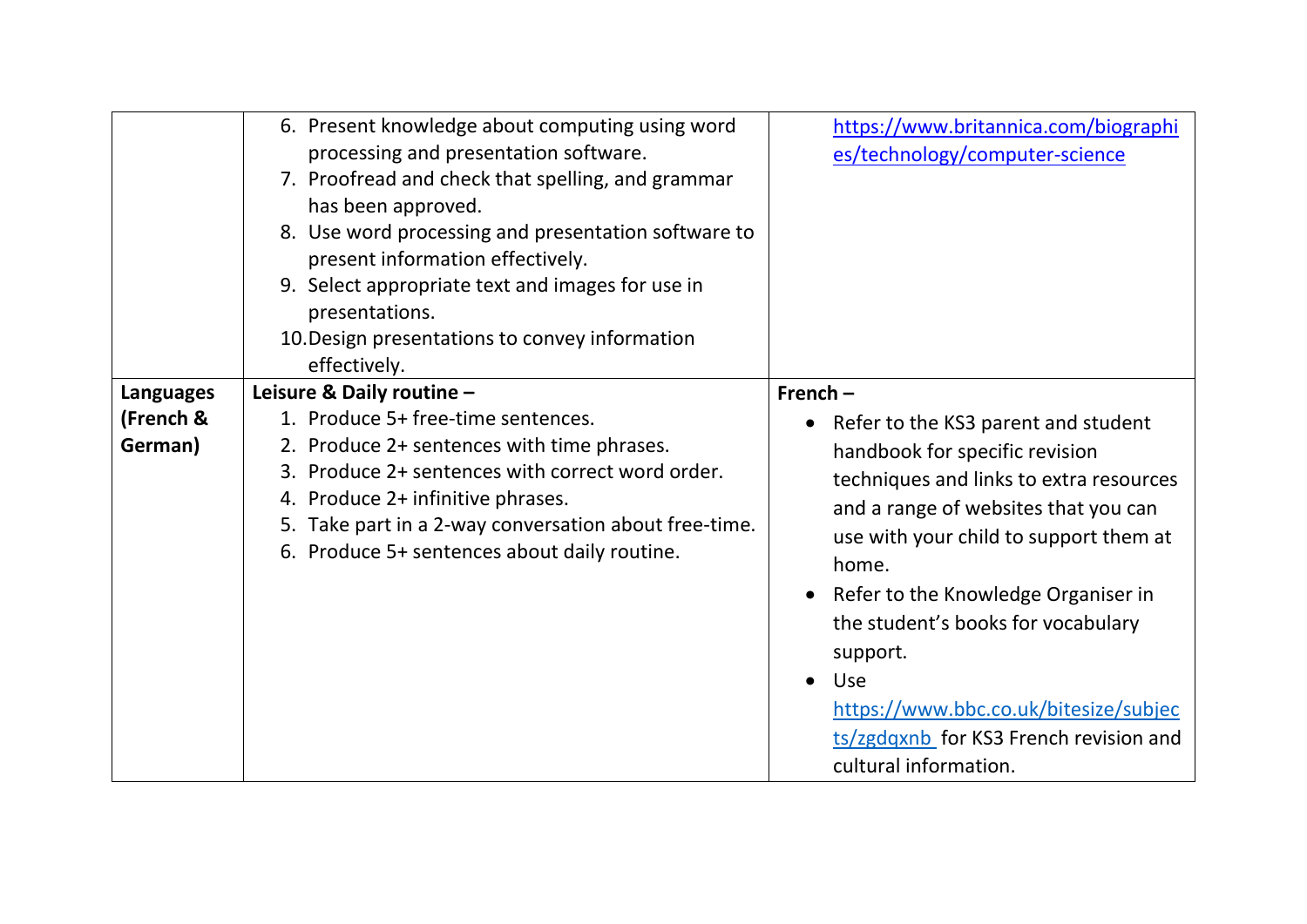| | | |
|---|---|---|
| | 6. Present knowledge about computing using word processing and presentation software.<br>7. Proofread and check that spelling, and grammar has been approved.<br>8. Use word processing and presentation software to present information effectively.<br>9. Select appropriate text and images for use in presentations.<br>10. Design presentations to convey information effectively. | https://www.britannica.com/biographies/technology/computer-science |
| **Languages (French & German)** | **Leisure & Daily routine –**<br>1. Produce 5+ free-time sentences.<br>2. Produce 2+ sentences with time phrases.<br>3. Produce 2+ sentences with correct word order.<br>4. Produce 2+ infinitive phrases.<br>5. Take part in a 2-way conversation about free-time.<br>6. Produce 5+ sentences about daily routine. | **French –**<br>• Refer to the KS3 parent and student handbook for specific revision techniques and links to extra resources and a range of websites that you can use with your child to support them at home.<br>• Refer to the Knowledge Organiser in the student's books for vocabulary support.<br>• Use https://www.bbc.co.uk/bitesize/subjects/zgdqxnb for KS3 French revision and cultural information. |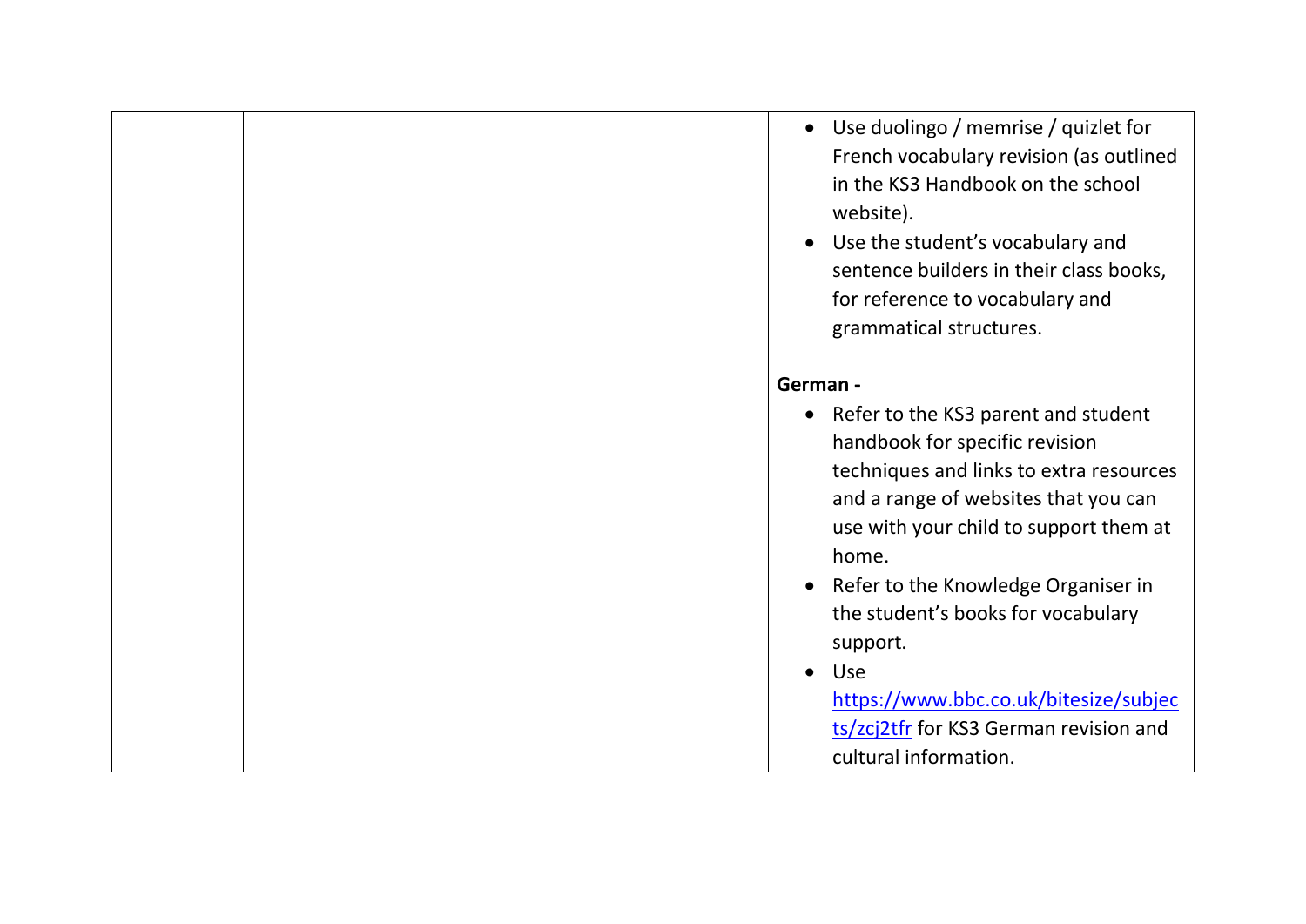| | | • Use duolingo / memrise / quizlet for French vocabulary revision (as outlined in the KS3 Handbook on the school website).<br>• Use the student's vocabulary and sentence builders in their class books, for reference to vocabulary and grammatical structures.<br><br>**German -**<br>• Refer to the KS3 parent and student handbook for specific revision techniques and links to extra resources and a range of websites that you can use with your child to support them at home.<br>• Refer to the Knowledge Organiser in the student's books for vocabulary support.<br>• Use https://www.bbc.co.uk/bitesize/subjects/zcj2tfr for KS3 German revision and cultural information. |
|---|---|---|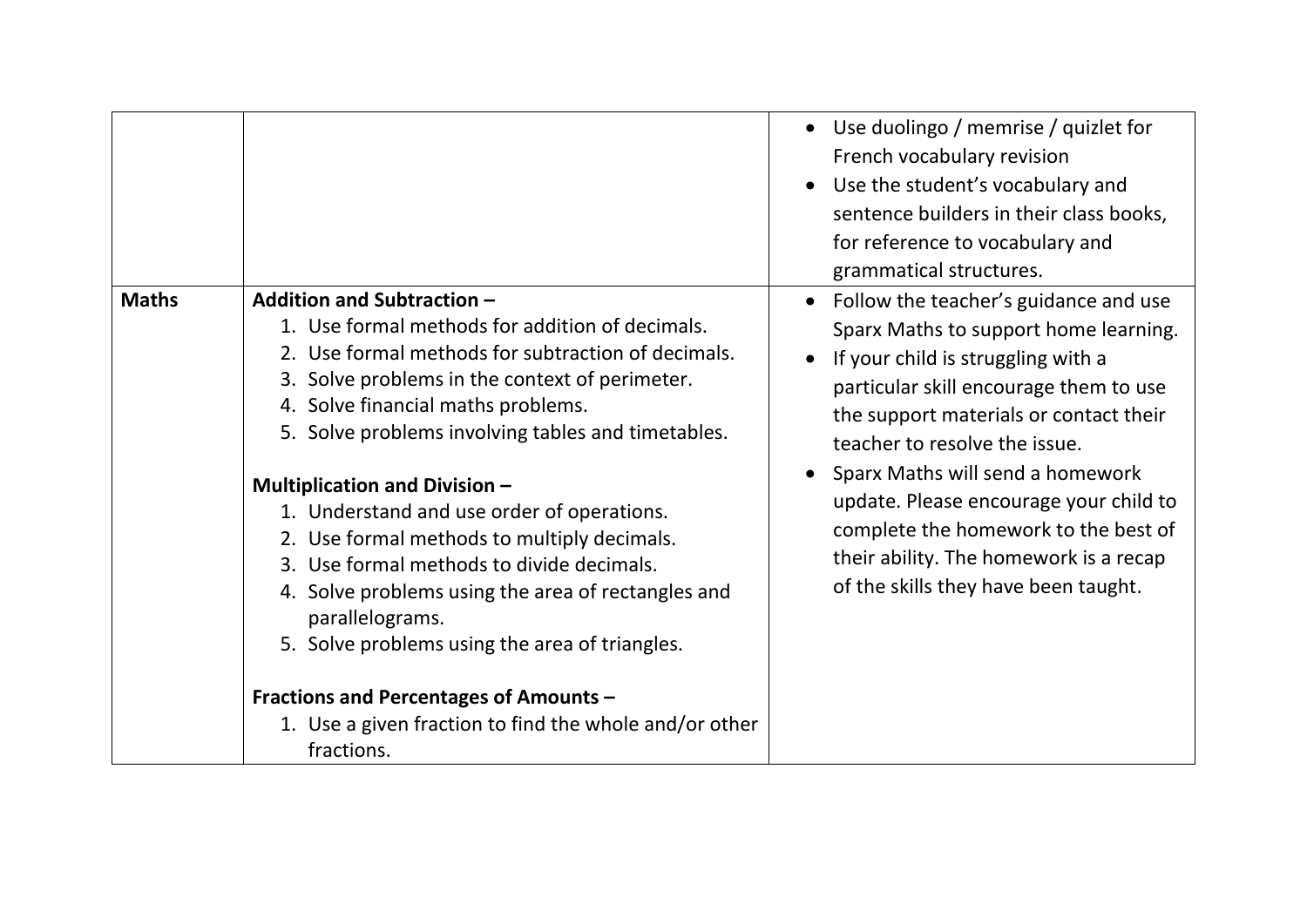| | | |
|---|---|---|
| | | • Use duolingo / memrise / quizlet for French vocabulary revision<br>• Use the student's vocabulary and sentence builders in their class books, for reference to vocabulary and grammatical structures. |
| **Maths** | **Addition and Subtraction –**<br>1. Use formal methods for addition of decimals.<br>2. Use formal methods for subtraction of decimals.<br>3. Solve problems in the context of perimeter.<br>4. Solve financial maths problems.<br>5. Solve problems involving tables and timetables.<br><br>**Multiplication and Division –**<br>1. Understand and use order of operations.<br>2. Use formal methods to multiply decimals.<br>3. Use formal methods to divide decimals.<br>4. Solve problems using the area of rectangles and parallelograms.<br>5. Solve problems using the area of triangles.<br><br>**Fractions and Percentages of Amounts –**<br>1. Use a given fraction to find the whole and/or other fractions. | • Follow the teacher's guidance and use Sparx Maths to support home learning.<br>• If your child is struggling with a particular skill encourage them to use the support materials or contact their teacher to resolve the issue.<br>• Sparx Maths will send a homework update. Please encourage your child to complete the homework to the best of their ability. The homework is a recap of the skills they have been taught. |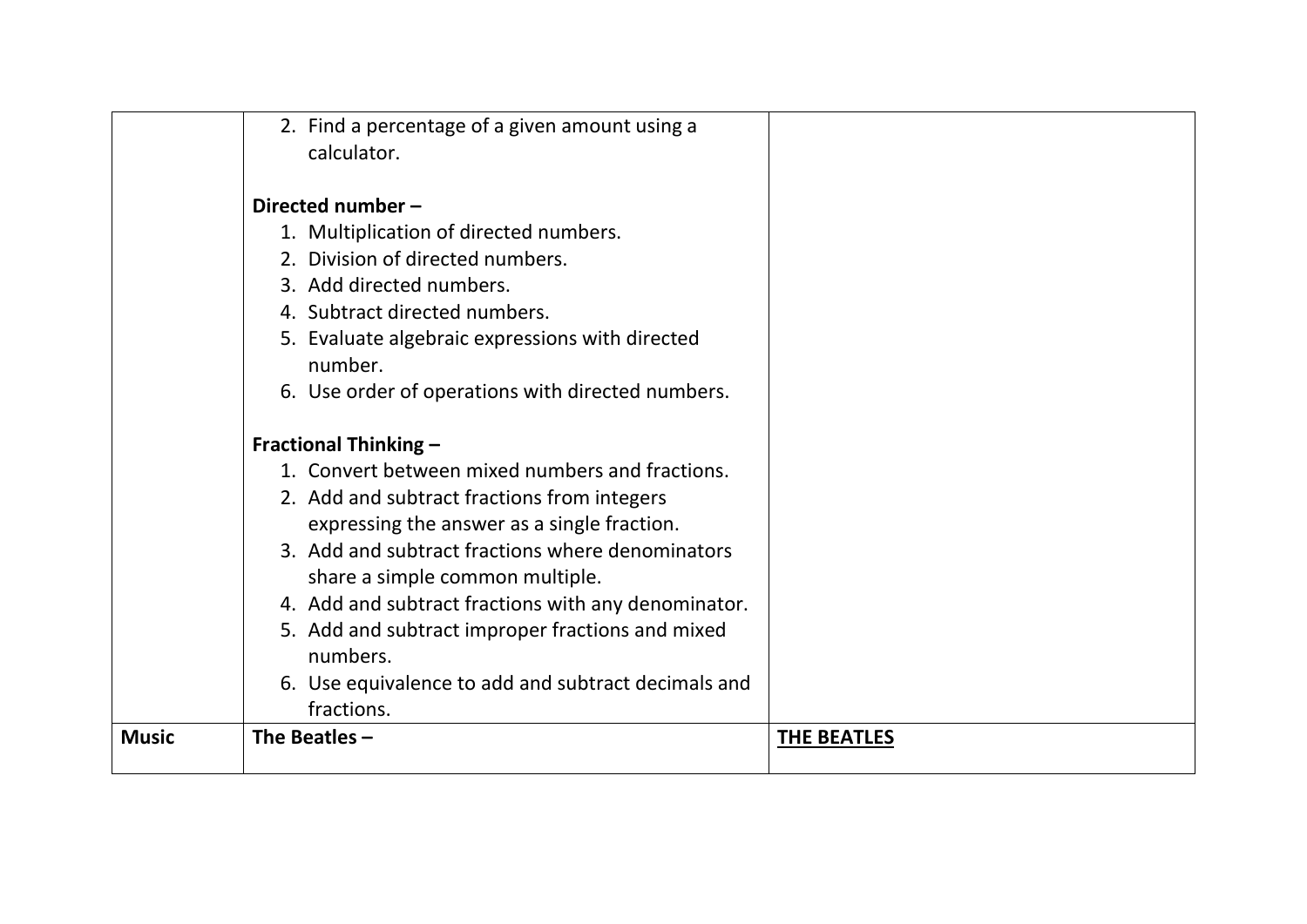| | | |
|---|---|---|
| | 2. Find a percentage of a given amount using a calculator.<br><br>**Directed number –**<br>1. Multiplication of directed numbers.<br>2. Division of directed numbers.<br>3. Add directed numbers.<br>4. Subtract directed numbers.<br>5. Evaluate algebraic expressions with directed number.<br>6. Use order of operations with directed numbers.<br><br>**Fractional Thinking –**<br>1. Convert between mixed numbers and fractions.<br>2. Add and subtract fractions from integers expressing the answer as a single fraction.<br>3. Add and subtract fractions where denominators share a simple common multiple.<br>4. Add and subtract fractions with any denominator.<br>5. Add and subtract improper fractions and mixed numbers.<br>6. Use equivalence to add and subtract decimals and fractions. | |
| **Music** | **The Beatles –** | **<u>THE BEATLES</u>** |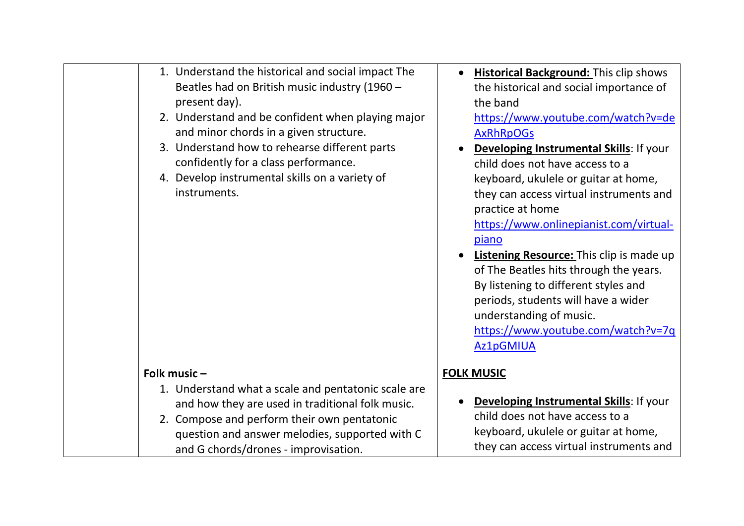| | | |
|---|---|---|
| | 1. Understand the historical and social impact The Beatles had on British music industry (1960 – present day).<br>2. Understand and be confident when playing major and minor chords in a given structure.<br>3. Understand how to rehearse different parts confidently for a class performance.<br>4. Develop instrumental skills on a variety of instruments. | • **Historical Background:** This clip shows the historical and social importance of the band https://www.youtube.com/watch?v=deAxRhRpOGs<br>• **Developing Instrumental Skills**: If your child does not have access to a keyboard, ukulele or guitar at home, they can access virtual instruments and practice at home https://www.onlinepianist.com/virtual-piano<br>• **Listening Resource:** This clip is made up of The Beatles hits through the years. By listening to different styles and periods, students will have a wider understanding of music. https://www.youtube.com/watch?v=7qAz1pGMIUA |
| | **Folk music –**<br>1. Understand what a scale and pentatonic scale are and how they are used in traditional folk music.<br>2. Compose and perform their own pentatonic question and answer melodies, supported with C and G chords/drones - improvisation. | **FOLK MUSIC**<br>• **Developing Instrumental Skills**: If your child does not have access to a keyboard, ukulele or guitar at home, they can access virtual instruments and |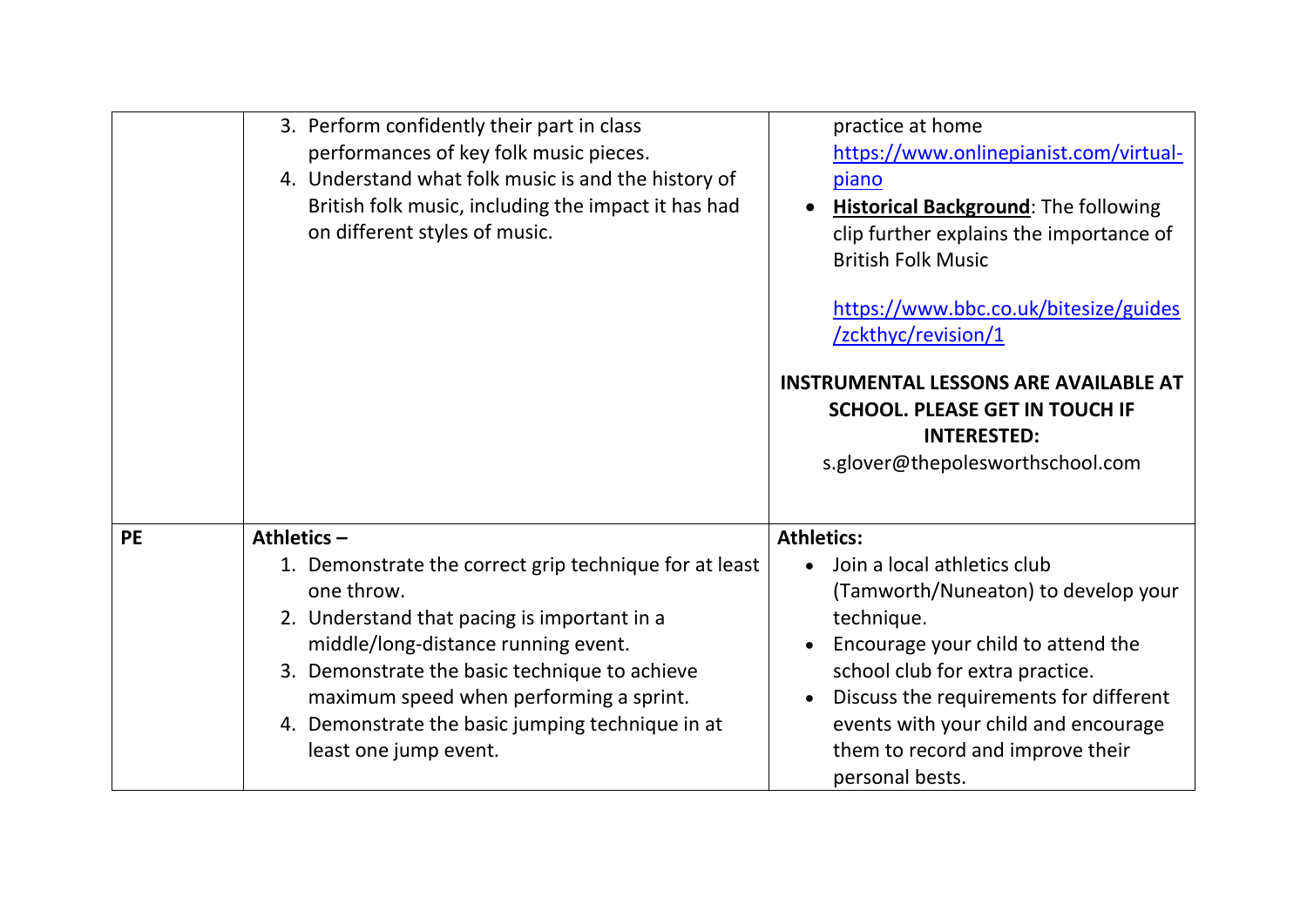| | | |
|---|---|---|
| | 3. Perform confidently their part in class performances of key folk music pieces.<br>4. Understand what folk music is and the history of British folk music, including the impact it has had on different styles of music. | practice at home https://www.onlinepianist.com/virtual-piano<br>• **Historical Background**: The following clip further explains the importance of British Folk Music<br><br>https://www.bbc.co.uk/bitesize/guides/zckthyc/revision/1<br><br>**INSTRUMENTAL LESSONS ARE AVAILABLE AT SCHOOL. PLEASE GET IN TOUCH IF INTERESTED:**<br>s.glover@thepolesworthschool.com |
| **PE** | **Athletics –**<br>1. Demonstrate the correct grip technique for at least one throw.<br>2. Understand that pacing is important in a middle/long-distance running event.<br>3. Demonstrate the basic technique to achieve maximum speed when performing a sprint.<br>4. Demonstrate the basic jumping technique in at least one jump event. | **Athletics:**<br>• Join a local athletics club (Tamworth/Nuneaton) to develop your technique.<br>• Encourage your child to attend the school club for extra practice.<br>• Discuss the requirements for different events with your child and encourage them to record and improve their personal bests. |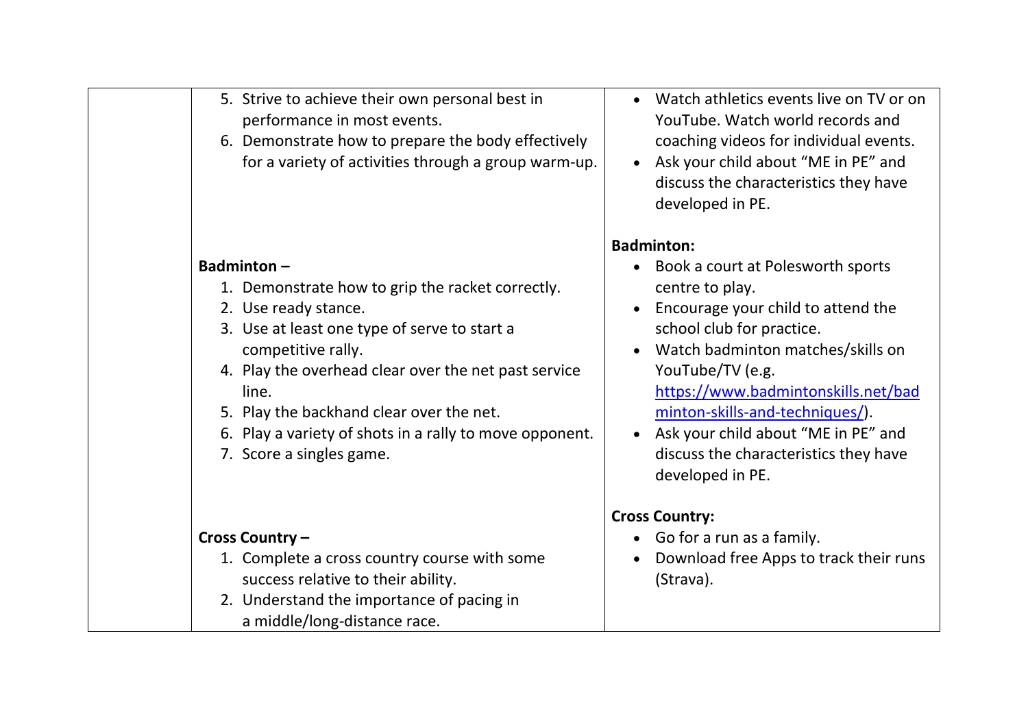| | | |
|---|---|---|
| | 5. Strive to achieve their own personal best in performance in most events.<br>6. Demonstrate how to prepare the body effectively for a variety of activities through a group warm-up. | • Watch athletics events live on TV or on YouTube. Watch world records and coaching videos for individual events.<br>• Ask your child about "ME in PE" and discuss the characteristics they have developed in PE. |
| | **Badminton –**<br>1. Demonstrate how to grip the racket correctly.<br>2. Use ready stance.<br>3. Use at least one type of serve to start a competitive rally.<br>4. Play the overhead clear over the net past service line.<br>5. Play the backhand clear over the net.<br>6. Play a variety of shots in a rally to move opponent.<br>7. Score a singles game. | **Badminton:**<br>• Book a court at Polesworth sports centre to play.<br>• Encourage your child to attend the school club for practice.<br>• Watch badminton matches/skills on YouTube/TV (e.g. https://www.badmintonskills.net/badminton-skills-and-techniques/).<br>• Ask your child about "ME in PE" and discuss the characteristics they have developed in PE. |
| | **Cross Country –**<br>1. Complete a cross country course with some success relative to their ability.<br>2. Understand the importance of pacing in a middle/long-distance race. | **Cross Country:**<br>• Go for a run as a family.<br>• Download free Apps to track their runs (Strava). |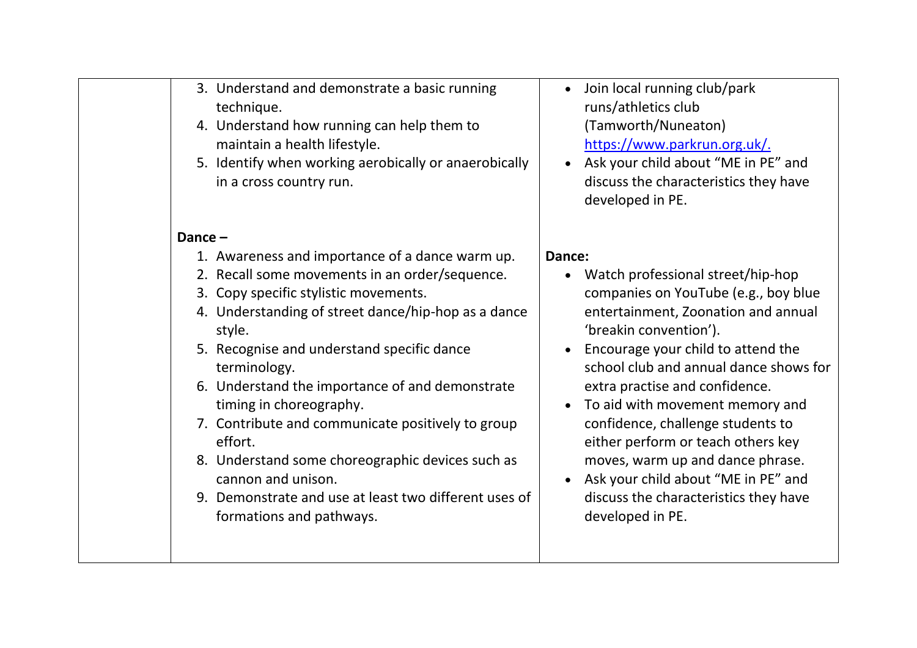| | | |
|---|---|---|
| | 3. Understand and demonstrate a basic running technique.<br>4. Understand how running can help them to maintain a health lifestyle.<br>5. Identify when working aerobically or anaerobically in a cross country run.<br><br>**Dance –**<br>1. Awareness and importance of a dance warm up.<br>2. Recall some movements in an order/sequence.<br>3. Copy specific stylistic movements.<br>4. Understanding of street dance/hip-hop as a dance style.<br>5. Recognise and understand specific dance terminology.<br>6. Understand the importance of and demonstrate timing in choreography.<br>7. Contribute and communicate positively to group effort.<br>8. Understand some choreographic devices such as cannon and unison.<br>9. Demonstrate and use at least two different uses of formations and pathways. | • Join local running club/park runs/athletics club (Tamworth/Nuneaton) https://www.parkrun.org.uk/.<br>• Ask your child about "ME in PE" and discuss the characteristics they have developed in PE.<br><br>**Dance:**<br>• Watch professional street/hip-hop companies on YouTube (e.g., boy blue entertainment, Zoonation and annual 'breakin convention').<br>• Encourage your child to attend the school club and annual dance shows for extra practise and confidence.<br>• To aid with movement memory and confidence, challenge students to either perform or teach others key moves, warm up and dance phrase.<br>• Ask your child about "ME in PE" and discuss the characteristics they have developed in PE. |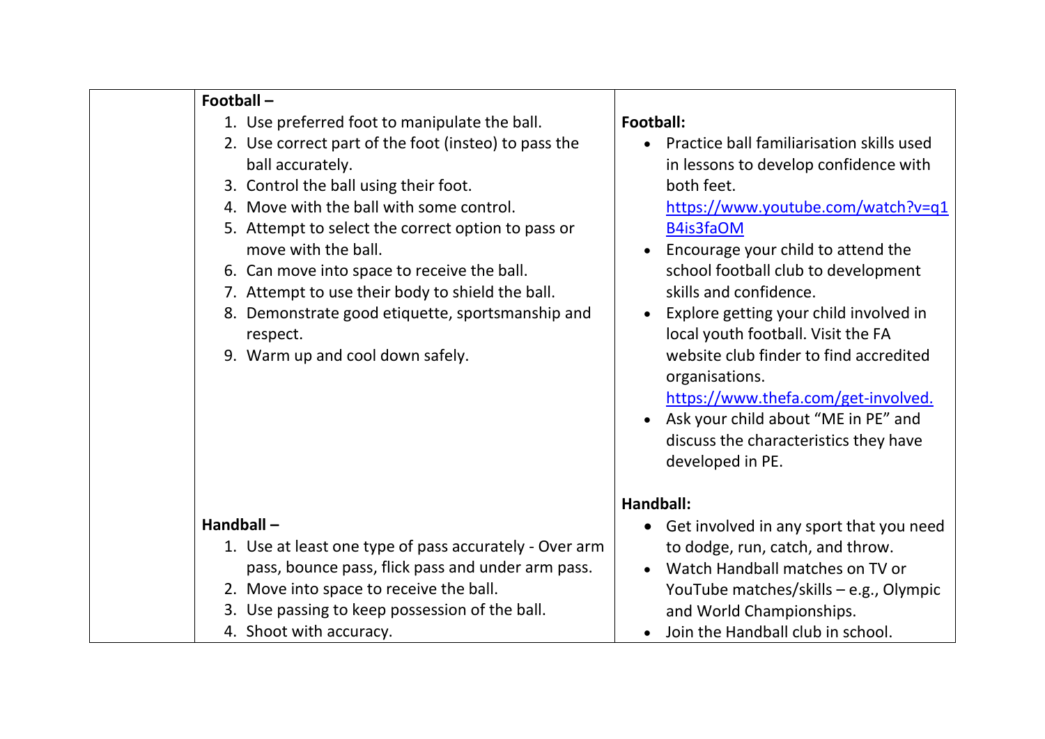| | | |
|---|---|---|
| | **Football –**<br>1. Use preferred foot to manipulate the ball.<br>2. Use correct part of the foot (insteo) to pass the ball accurately.<br>3. Control the ball using their foot.<br>4. Move with the ball with some control.<br>5. Attempt to select the correct option to pass or move with the ball.<br>6. Can move into space to receive the ball.<br>7. Attempt to use their body to shield the ball.<br>8. Demonstrate good etiquette, sportsmanship and respect.<br>9. Warm up and cool down safely. | **Football:**<br>• Practice ball familiarisation skills used in lessons to develop confidence with both feet. https://www.youtube.com/watch?v=q1B4is3faOM<br>• Encourage your child to attend the school football club to development skills and confidence.<br>• Explore getting your child involved in local youth football. Visit the FA website club finder to find accredited organisations. https://www.thefa.com/get-involved.<br>• Ask your child about "ME in PE" and discuss the characteristics they have developed in PE. |
| | **Handball –**<br>1. Use at least one type of pass accurately - Over arm pass, bounce pass, flick pass and under arm pass.<br>2. Move into space to receive the ball.<br>3. Use passing to keep possession of the ball.<br>4. Shoot with accuracy. | **Handball:**<br>• Get involved in any sport that you need to dodge, run, catch, and throw.<br>• Watch Handball matches on TV or YouTube matches/skills – e.g., Olympic and World Championships.<br>• Join the Handball club in school. |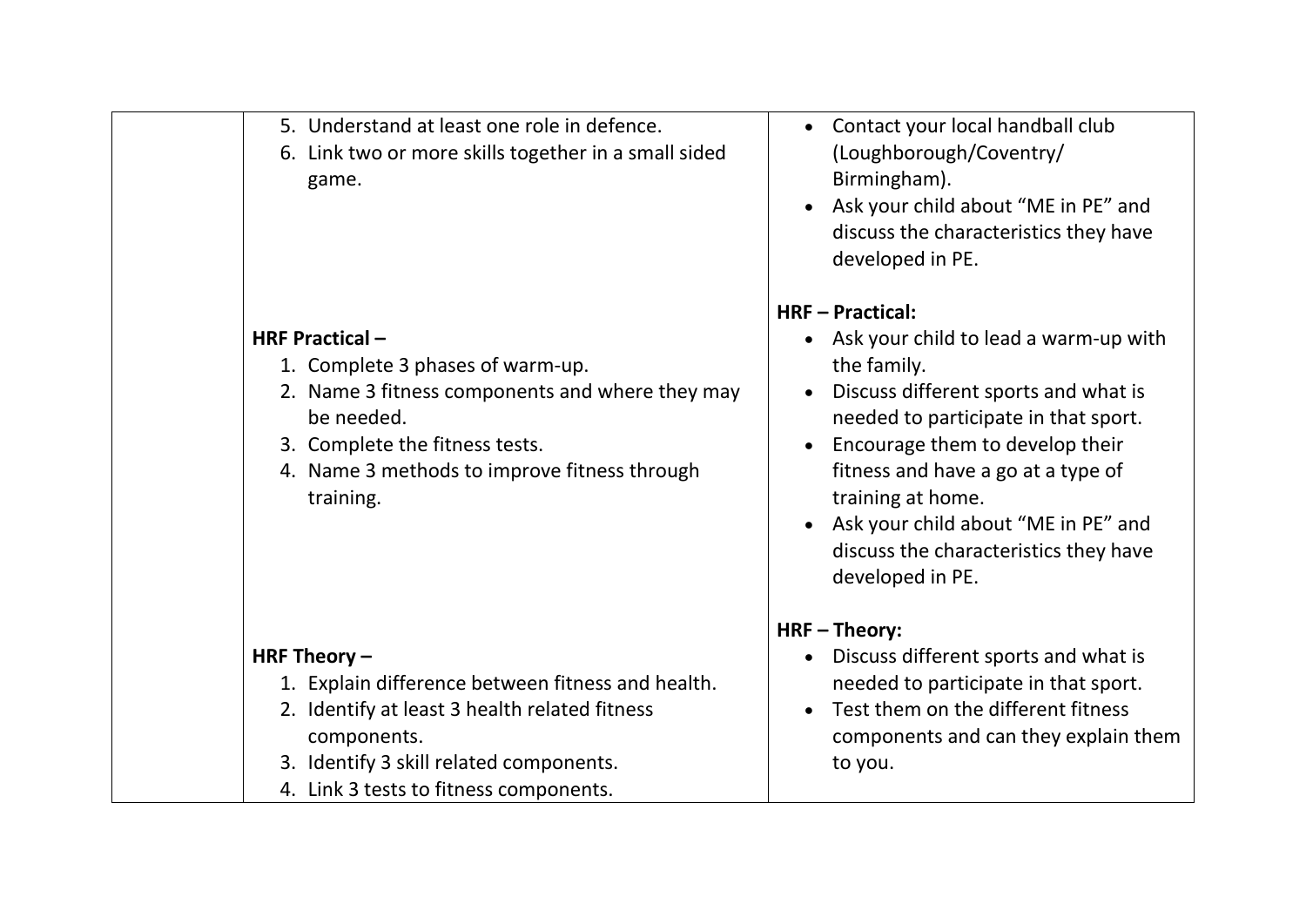| | | |
|---|---|---|
| | 5. Understand at least one role in defence.<br>6. Link two or more skills together in a small sided game.<br><br>**HRF Practical –**<br>1. Complete 3 phases of warm-up.<br>2. Name 3 fitness components and where they may be needed.<br>3. Complete the fitness tests.<br>4. Name 3 methods to improve fitness through training.<br><br>**HRF Theory –**<br>1. Explain difference between fitness and health.<br>2. Identify at least 3 health related fitness components.<br>3. Identify 3 skill related components.<br>4. Link 3 tests to fitness components. | • Contact your local handball club (Loughborough/Coventry/ Birmingham).<br>• Ask your child about "ME in PE" and discuss the characteristics they have developed in PE.<br><br>**HRF – Practical:**<br>• Ask your child to lead a warm-up with the family.<br>• Discuss different sports and what is needed to participate in that sport.<br>• Encourage them to develop their fitness and have a go at a type of training at home.<br>• Ask your child about "ME in PE" and discuss the characteristics they have developed in PE.<br><br>**HRF – Theory:**<br>• Discuss different sports and what is needed to participate in that sport.<br>• Test them on the different fitness components and can they explain them to you. |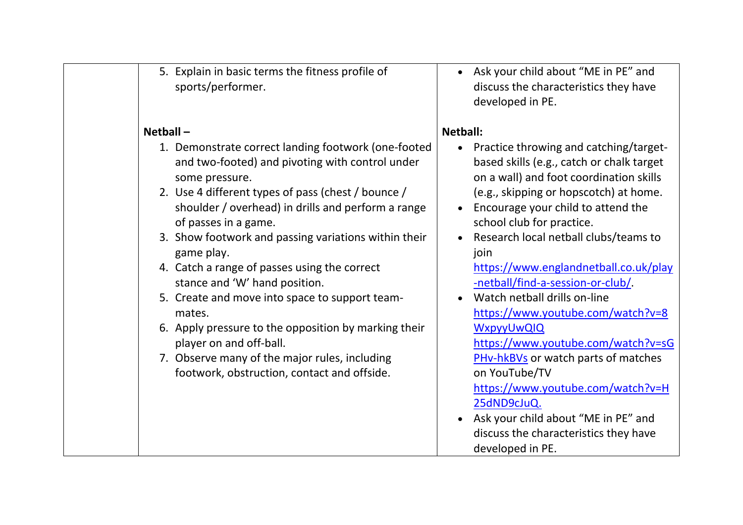| | | |
|---|---|---|
| | 5. Explain in basic terms the fitness profile of sports/performer.<br><br>**Netball –**<br>1. Demonstrate correct landing footwork (one-footed and two-footed) and pivoting with control under some pressure.<br>2. Use 4 different types of pass (chest / bounce / shoulder / overhead) in drills and perform a range of passes in a game.<br>3. Show footwork and passing variations within their game play.<br>4. Catch a range of passes using the correct stance and 'W' hand position.<br>5. Create and move into space to support team-mates.<br>6. Apply pressure to the opposition by marking their player on and off-ball.<br>7. Observe many of the major rules, including footwork, obstruction, contact and offside. | • Ask your child about "ME in PE" and discuss the characteristics they have developed in PE.<br><br>**Netball:**<br>• Practice throwing and catching/target-based skills (e.g., catch or chalk target on a wall) and foot coordination skills (e.g., skipping or hopscotch) at home.<br>• Encourage your child to attend the school club for practice.<br>• Research local netball clubs/teams to join https://www.englandnetball.co.uk/play-netball/find-a-session-or-club/.<br>• Watch netball drills on-line https://www.youtube.com/watch?v=8WxpyyUwQIQ https://www.youtube.com/watch?v=sGPHv-hkBVs or watch parts of matches on YouTube/TV https://www.youtube.com/watch?v=H25dND9cJuQ.<br>• Ask your child about "ME in PE" and discuss the characteristics they have developed in PE. |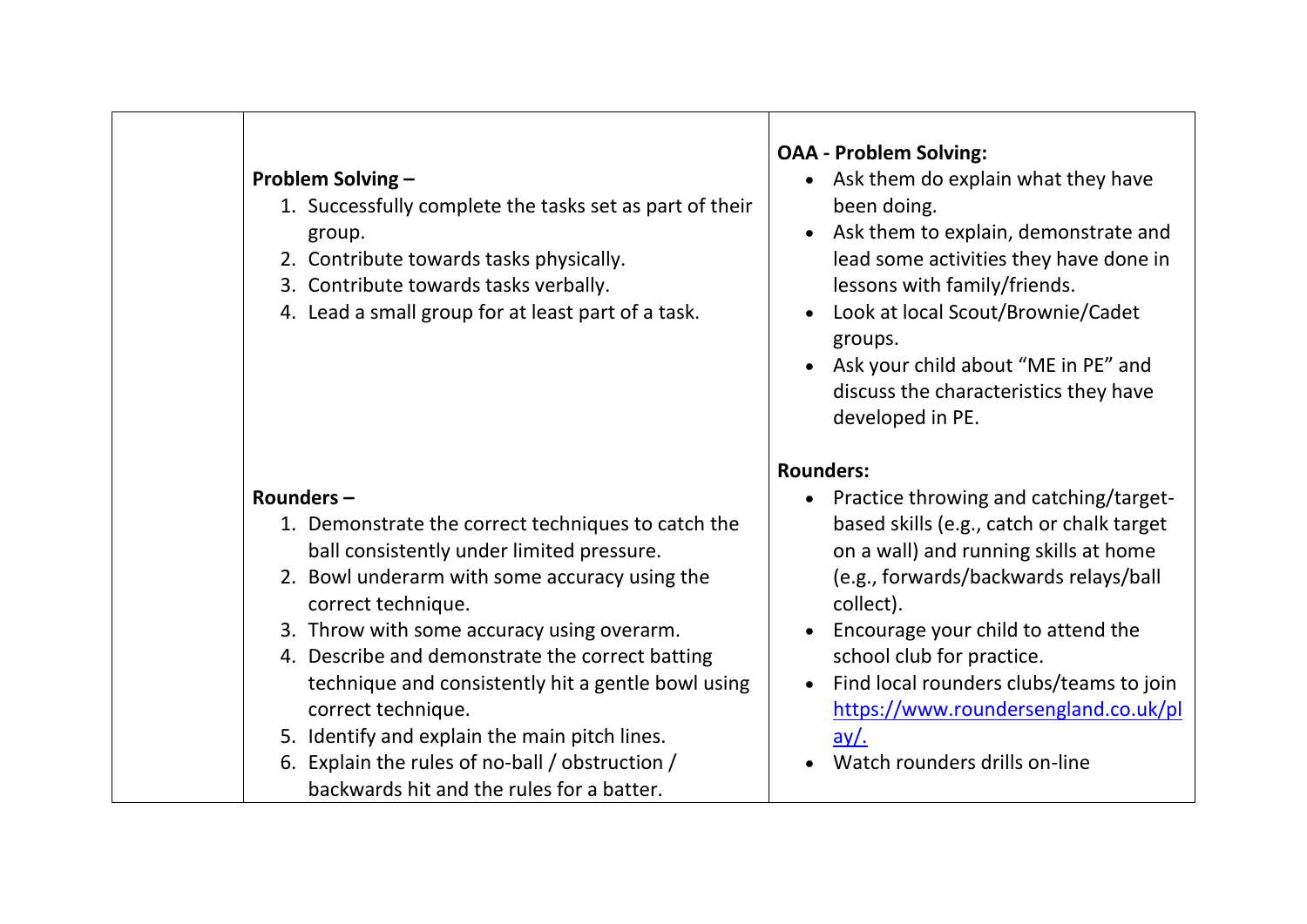| | | |
|---|---|---|
| | **Problem Solving –**<br>1. Successfully complete the tasks set as part of their group.<br>2. Contribute towards tasks physically.<br>3. Contribute towards tasks verbally.<br>4. Lead a small group for at least part of a task. | **OAA - Problem Solving:**<br>• Ask them do explain what they have been doing.<br>• Ask them to explain, demonstrate and lead some activities they have done in lessons with family/friends.<br>• Look at local Scout/Brownie/Cadet groups.<br>• Ask your child about "ME in PE" and discuss the characteristics they have developed in PE. |
| | **Rounders –**<br>1. Demonstrate the correct techniques to catch the ball consistently under limited pressure.<br>2. Bowl underarm with some accuracy using the correct technique.<br>3. Throw with some accuracy using overarm.<br>4. Describe and demonstrate the correct batting technique and consistently hit a gentle bowl using correct technique.<br>5. Identify and explain the main pitch lines.<br>6. Explain the rules of no-ball / obstruction / backwards hit and the rules for a batter. | **Rounders:**<br>• Practice throwing and catching/target-based skills (e.g., catch or chalk target on a wall) and running skills at home (e.g., forwards/backwards relays/ball collect).<br>• Encourage your child to attend the school club for practice.<br>• Find local rounders clubs/teams to join https://www.roundersengland.co.uk/play/.<br>• Watch rounders drills on-line |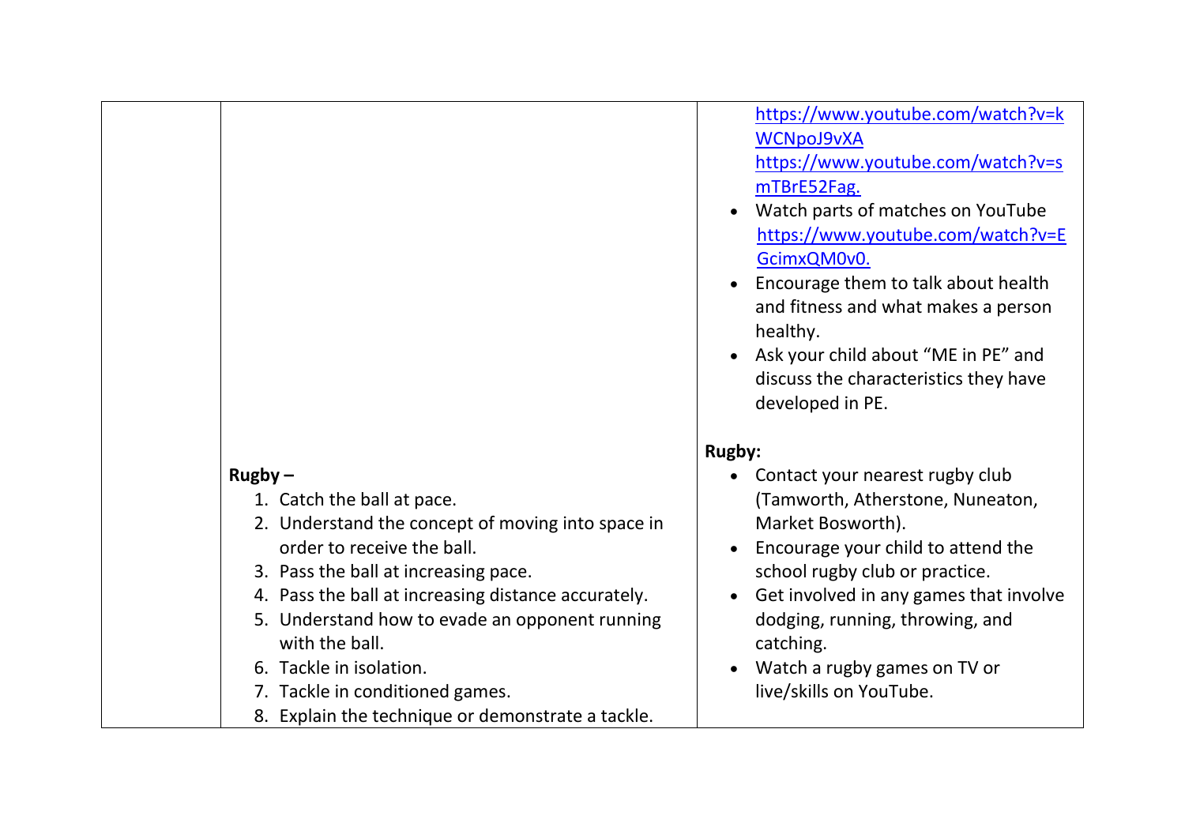| | | |
|---|---|---|
| | | https://www.youtube.com/watch?v=kWCNpoJ9vXA<br>https://www.youtube.com/watch?v=smTBrE52Fag.<br>• Watch parts of matches on YouTube https://www.youtube.com/watch?v=EGcimxQM0v0.<br>• Encourage them to talk about health and fitness and what makes a person healthy.<br>• Ask your child about "ME in PE" and discuss the characteristics they have developed in PE. |
| | **Rugby –**<br>1. Catch the ball at pace.<br>2. Understand the concept of moving into space in order to receive the ball.<br>3. Pass the ball at increasing pace.<br>4. Pass the ball at increasing distance accurately.<br>5. Understand how to evade an opponent running with the ball.<br>6. Tackle in isolation.<br>7. Tackle in conditioned games.<br>8. Explain the technique or demonstrate a tackle. | **Rugby:**<br>• Contact your nearest rugby club (Tamworth, Atherstone, Nuneaton, Market Bosworth).<br>• Encourage your child to attend the school rugby club or practice.<br>• Get involved in any games that involve dodging, running, throwing, and catching.<br>• Watch a rugby games on TV or live/skills on YouTube. |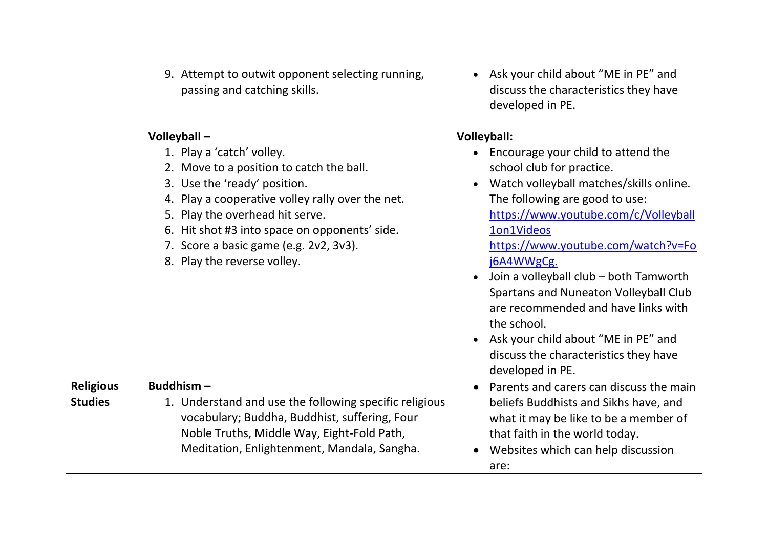| | | |
|---|---|---|
| | 9. Attempt to outwit opponent selecting running, passing and catching skills.<br><br>**Volleyball –**<br>1. Play a 'catch' volley.<br>2. Move to a position to catch the ball.<br>3. Use the 'ready' position.<br>4. Play a cooperative volley rally over the net.<br>5. Play the overhead hit serve.<br>6. Hit shot #3 into space on opponents' side.<br>7. Score a basic game (e.g. 2v2, 3v3).<br>8. Play the reverse volley. | • Ask your child about "ME in PE" and discuss the characteristics they have developed in PE.<br><br>**Volleyball:**<br>• Encourage your child to attend the school club for practice.<br>• Watch volleyball matches/skills online. The following are good to use: https://www.youtube.com/c/Volleyball1on1Videos https://www.youtube.com/watch?v=Foj6A4WWgCg.<br>• Join a volleyball club – both Tamworth Spartans and Nuneaton Volleyball Club are recommended and have links with the school.<br>• Ask your child about "ME in PE" and discuss the characteristics they have developed in PE. |
| **Religious Studies** | **Buddhism –**<br>1. Understand and use the following specific religious vocabulary; Buddha, Buddhist, suffering, Four Noble Truths, Middle Way, Eight-Fold Path, Meditation, Enlightenment, Mandala, Sangha. | • Parents and carers can discuss the main beliefs Buddhists and Sikhs have, and what it may be like to be a member of that faith in the world today.<br>• Websites which can help discussion are: |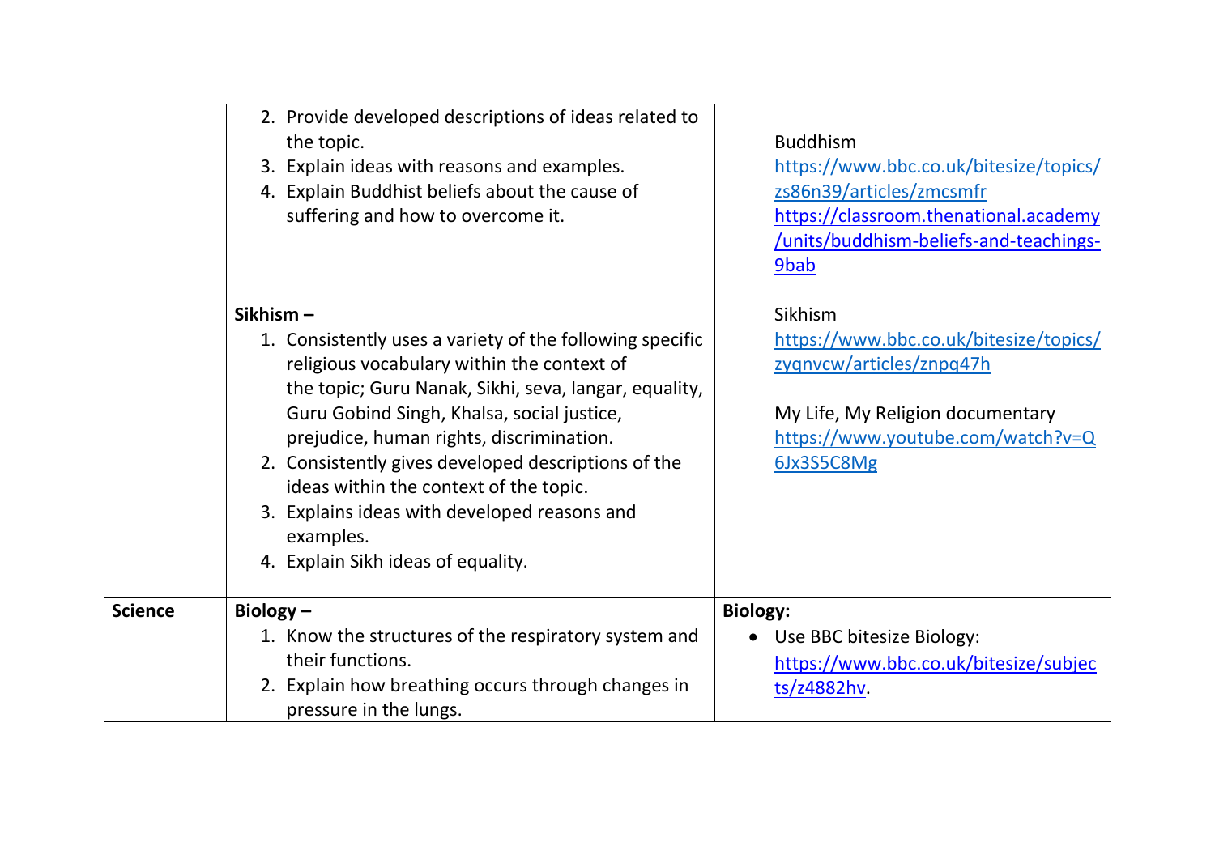| | | |
|---|---|---|
| | 2. Provide developed descriptions of ideas related to the topic.<br>3. Explain ideas with reasons and examples.<br>4. Explain Buddhist beliefs about the cause of suffering and how to overcome it.<br><br>**Sikhism –**<br>1. Consistently uses a variety of the following specific religious vocabulary within the context of the topic; Guru Nanak, Sikhi, seva, langar, equality, Guru Gobind Singh, Khalsa, social justice, prejudice, human rights, discrimination.<br>2. Consistently gives developed descriptions of the ideas within the context of the topic.<br>3. Explains ideas with developed reasons and examples.<br>4. Explain Sikh ideas of equality. | Buddhism<br>https://www.bbc.co.uk/bitesize/topics/zs86n39/articles/zmcsmfr<br>https://classroom.thenational.academy/units/buddhism-beliefs-and-teachings-9bab<br><br>Sikhism<br>https://www.bbc.co.uk/bitesize/topics/zyqnvcw/articles/znpq47h<br><br>My Life, My Religion documentary<br>https://www.youtube.com/watch?v=Q6Jx3S5C8Mg |
| **Science** | **Biology –**<br>1. Know the structures of the respiratory system and their functions.<br>2. Explain how breathing occurs through changes in pressure in the lungs. | **Biology:**<br>• Use BBC bitesize Biology: https://www.bbc.co.uk/bitesize/subjects/z4882hv. |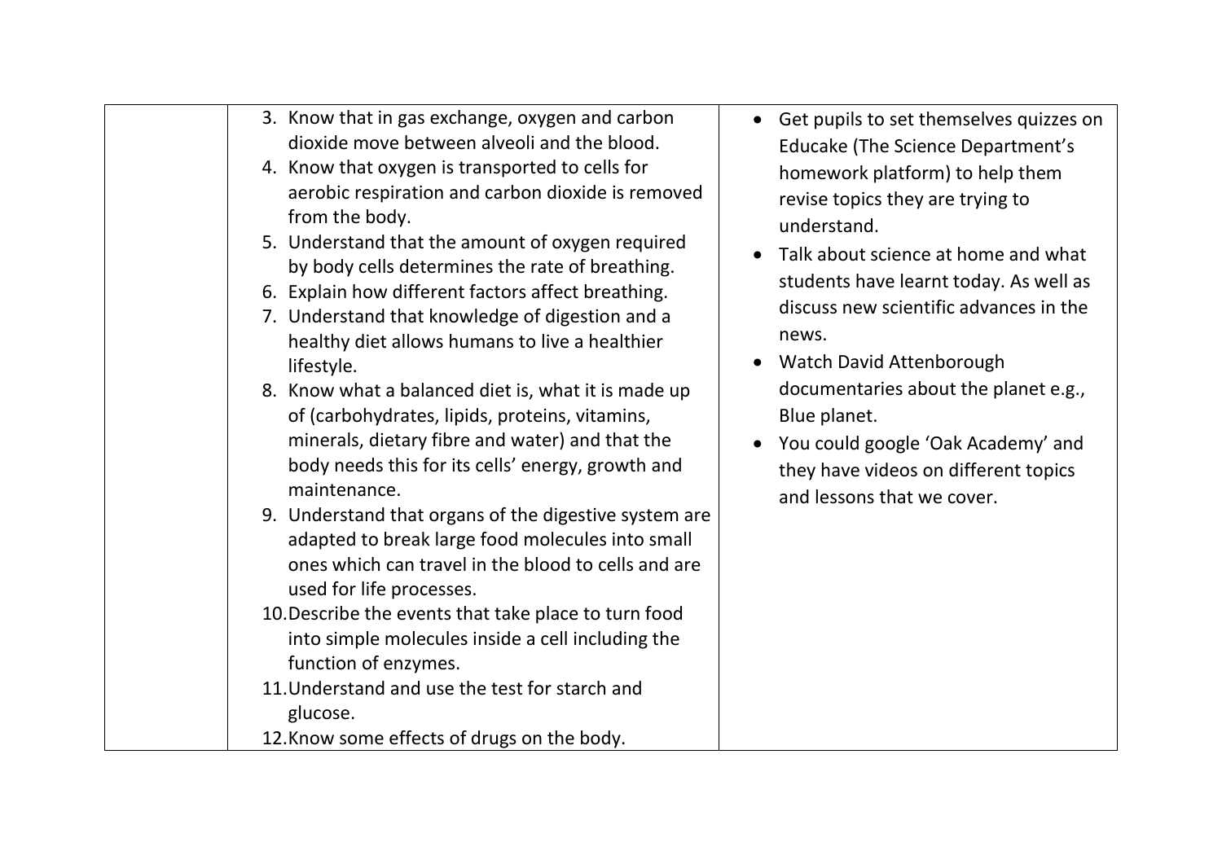| | | |
|---|---|---|
| | 3. Know that in gas exchange, oxygen and carbon dioxide move between alveoli and the blood.<br>4. Know that oxygen is transported to cells for aerobic respiration and carbon dioxide is removed from the body.<br>5. Understand that the amount of oxygen required by body cells determines the rate of breathing.<br>6. Explain how different factors affect breathing.<br>7. Understand that knowledge of digestion and a healthy diet allows humans to live a healthier lifestyle.<br>8. Know what a balanced diet is, what it is made up of (carbohydrates, lipids, proteins, vitamins, minerals, dietary fibre and water) and that the body needs this for its cells' energy, growth and maintenance.<br>9. Understand that organs of the digestive system are adapted to break large food molecules into small ones which can travel in the blood to cells and are used for life processes.<br>10. Describe the events that take place to turn food into simple molecules inside a cell including the function of enzymes.<br>11. Understand and use the test for starch and glucose.<br>12. Know some effects of drugs on the body. | • Get pupils to set themselves quizzes on Educake (The Science Department's homework platform) to help them revise topics they are trying to understand.<br>• Talk about science at home and what students have learnt today. As well as discuss new scientific advances in the news.<br>• Watch David Attenborough documentaries about the planet e.g., Blue planet.<br>• You could google 'Oak Academy' and they have videos on different topics and lessons that we cover. |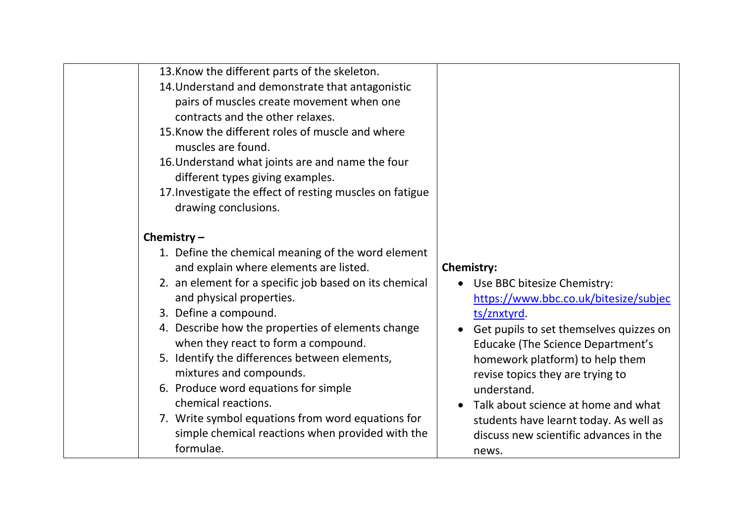| | | |
|---|---|---|
| | 13. Know the different parts of the skeleton.<br>14. Understand and demonstrate that antagonistic pairs of muscles create movement when one contracts and the other relaxes.<br>15. Know the different roles of muscle and where muscles are found.<br>16. Understand what joints are and name the four different types giving examples.<br>17. Investigate the effect of resting muscles on fatigue drawing conclusions.<br><br>**Chemistry –**<br>1. Define the chemical meaning of the word element and explain where elements are listed.<br>2. an element for a specific job based on its chemical and physical properties.<br>3. Define a compound.<br>4. Describe how the properties of elements change when they react to form a compound.<br>5. Identify the differences between elements, mixtures and compounds.<br>6. Produce word equations for simple chemical reactions.<br>7. Write symbol equations from word equations for simple chemical reactions when provided with the formulae. | **Chemistry:**<br>• Use BBC bitesize Chemistry: https://www.bbc.co.uk/bitesize/subjects/znxtyrd.<br>• Get pupils to set themselves quizzes on Educake (The Science Department's homework platform) to help them revise topics they are trying to understand.<br>• Talk about science at home and what students have learnt today. As well as discuss new scientific advances in the news. |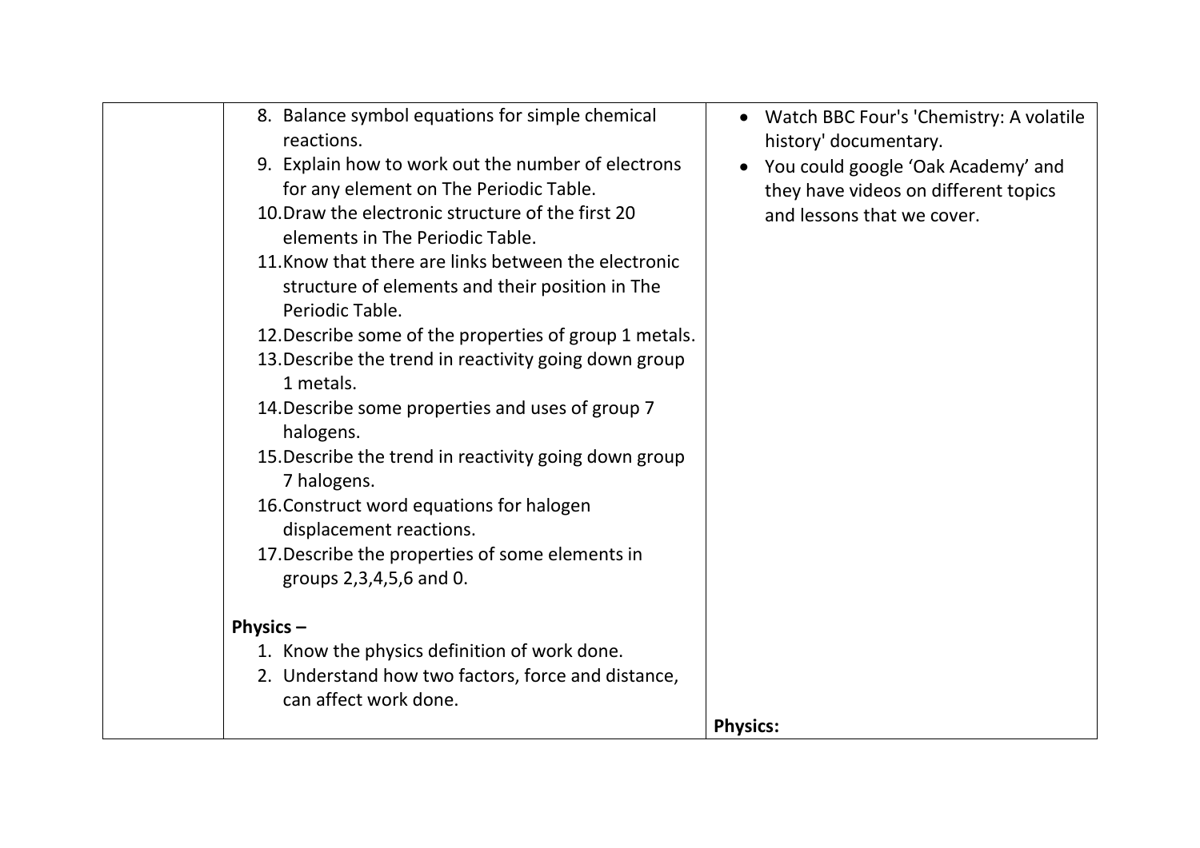| | | |
|---|---|---|
| | 8. Balance symbol equations for simple chemical reactions.<br>9. Explain how to work out the number of electrons for any element on The Periodic Table.<br>10. Draw the electronic structure of the first 20 elements in The Periodic Table.<br>11. Know that there are links between the electronic structure of elements and their position in The Periodic Table.<br>12. Describe some of the properties of group 1 metals.<br>13. Describe the trend in reactivity going down group 1 metals.<br>14. Describe some properties and uses of group 7 halogens.<br>15. Describe the trend in reactivity going down group 7 halogens.<br>16. Construct word equations for halogen displacement reactions.<br>17. Describe the properties of some elements in groups 2,3,4,5,6 and 0.<br><br>**Physics –**<br>1. Know the physics definition of work done.<br>2. Understand how two factors, force and distance, can affect work done. | • Watch BBC Four's 'Chemistry: A volatile history' documentary.<br>• You could google 'Oak Academy' and they have videos on different topics and lessons that we cover.<br><br>**Physics:** |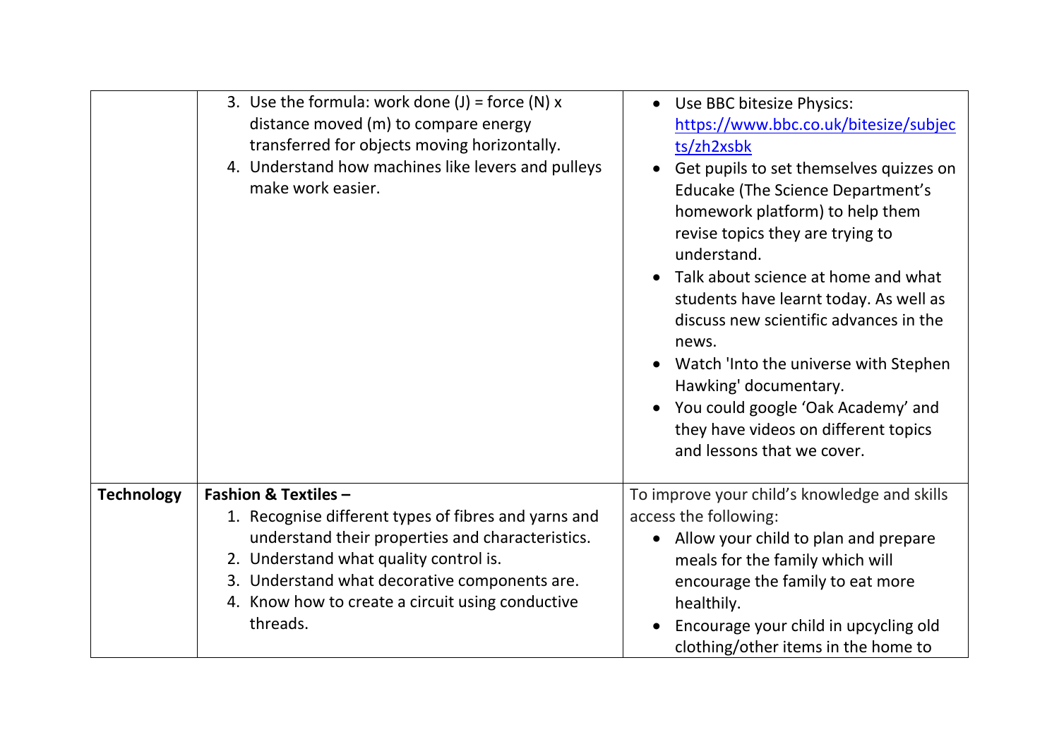|  |  |  |
|---|---|---|
|  | 3. Use the formula: work done (J) = force (N) x distance moved (m) to compare energy transferred for objects moving horizontally.<br>4. Understand how machines like levers and pulleys make work easier. | • Use BBC bitesize Physics: https://www.bbc.co.uk/bitesize/subjects/zh2xsbk<br>• Get pupils to set themselves quizzes on Educake (The Science Department's homework platform) to help them revise topics they are trying to understand.<br>• Talk about science at home and what students have learnt today. As well as discuss new scientific advances in the news.<br>• Watch 'Into the universe with Stephen Hawking' documentary.<br>• You could google 'Oak Academy' and they have videos on different topics and lessons that we cover. |
| **Technology** | **Fashion & Textiles –**<br>1. Recognise different types of fibres and yarns and understand their properties and characteristics.<br>2. Understand what quality control is.<br>3. Understand what decorative components are.<br>4. Know how to create a circuit using conductive threads. | To improve your child's knowledge and skills access the following:<br>• Allow your child to plan and prepare meals for the family which will encourage the family to eat more healthily.<br>• Encourage your child in upcycling old clothing/other items in the home to |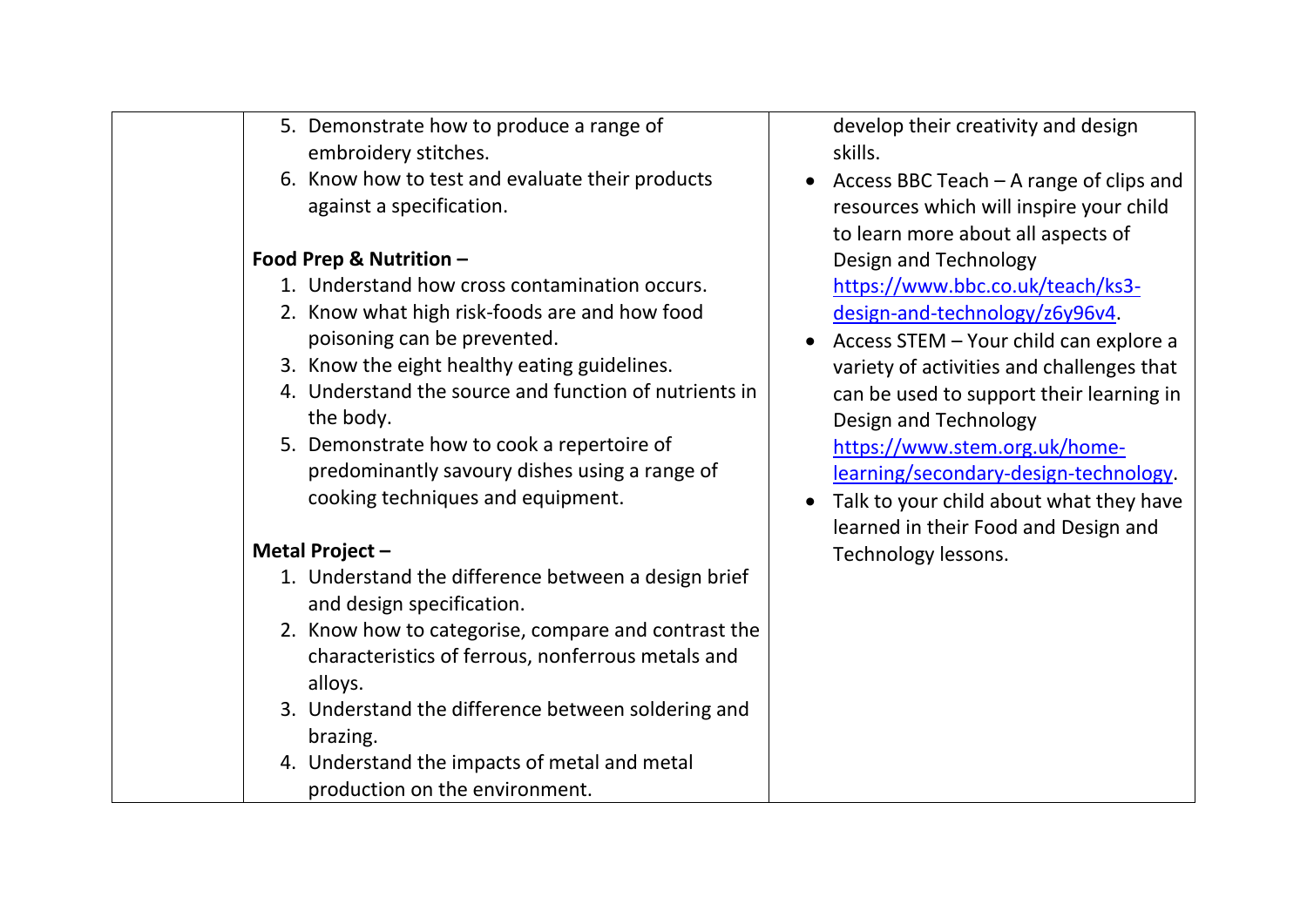| | | |
|---|---|---|
| | 5. Demonstrate how to produce a range of embroidery stitches.<br>6. Know how to test and evaluate their products against a specification.<br><br>**Food Prep & Nutrition –**<br>1. Understand how cross contamination occurs.<br>2. Know what high risk-foods are and how food poisoning can be prevented.<br>3. Know the eight healthy eating guidelines.<br>4. Understand the source and function of nutrients in the body.<br>5. Demonstrate how to cook a repertoire of predominantly savoury dishes using a range of cooking techniques and equipment.<br><br>**Metal Project –**<br>1. Understand the difference between a design brief and design specification.<br>2. Know how to categorise, compare and contrast the characteristics of ferrous, nonferrous metals and alloys.<br>3. Understand the difference between soldering and brazing.<br>4. Understand the impacts of metal and metal production on the environment. | develop their creativity and design skills.<br>• Access BBC Teach – A range of clips and resources which will inspire your child to learn more about all aspects of Design and Technology https://www.bbc.co.uk/teach/ks3-design-and-technology/z6y96v4.<br>• Access STEM – Your child can explore a variety of activities and challenges that can be used to support their learning in Design and Technology https://www.stem.org.uk/home-learning/secondary-design-technology.<br>• Talk to your child about what they have learned in their Food and Design and Technology lessons. |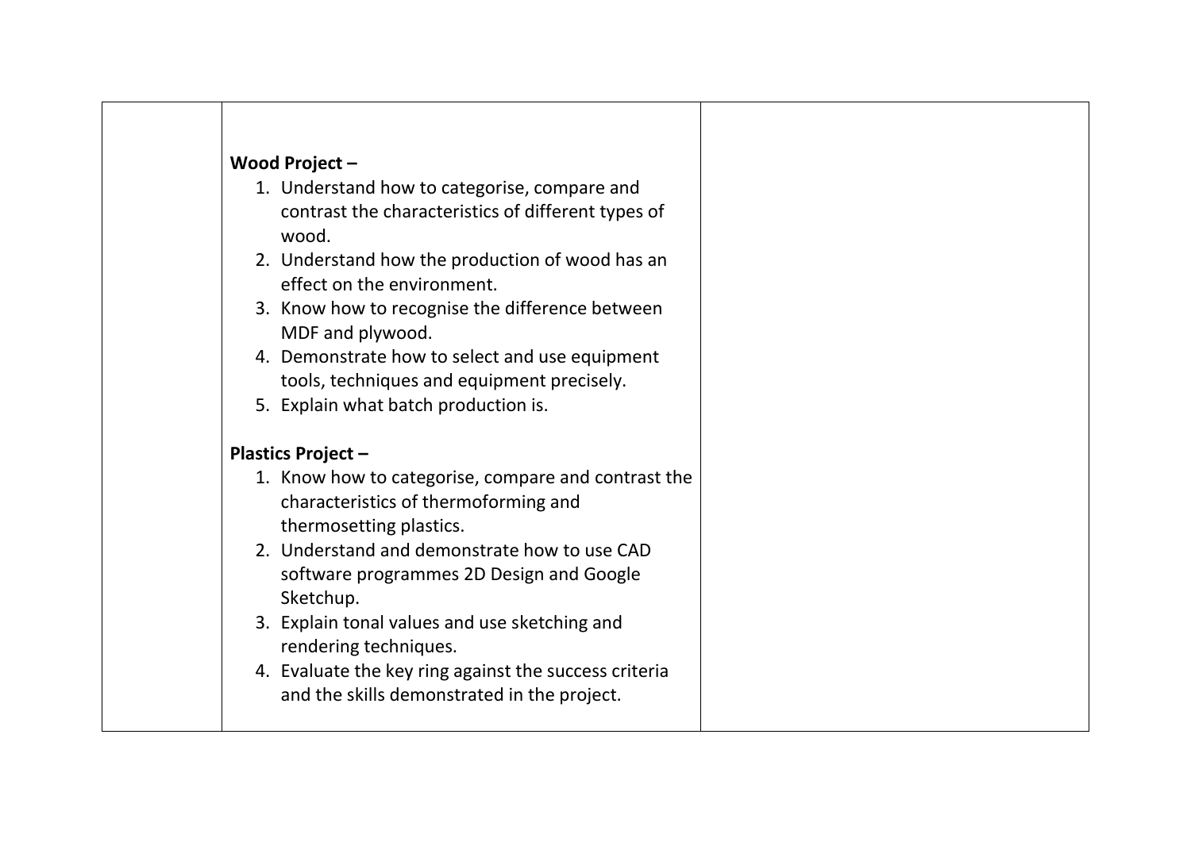| | | |
|---|---|---|
| | **Wood Project –**<br>1. Understand how to categorise, compare and contrast the characteristics of different types of wood.<br>2. Understand how the production of wood has an effect on the environment.<br>3. Know how to recognise the difference between MDF and plywood.<br>4. Demonstrate how to select and use equipment tools, techniques and equipment precisely.<br>5. Explain what batch production is.<br><br>**Plastics Project –**<br>1. Know how to categorise, compare and contrast the characteristics of thermoforming and thermosetting plastics.<br>2. Understand and demonstrate how to use CAD software programmes 2D Design and Google Sketchup.<br>3. Explain tonal values and use sketching and rendering techniques.<br>4. Evaluate the key ring against the success criteria and the skills demonstrated in the project. | |